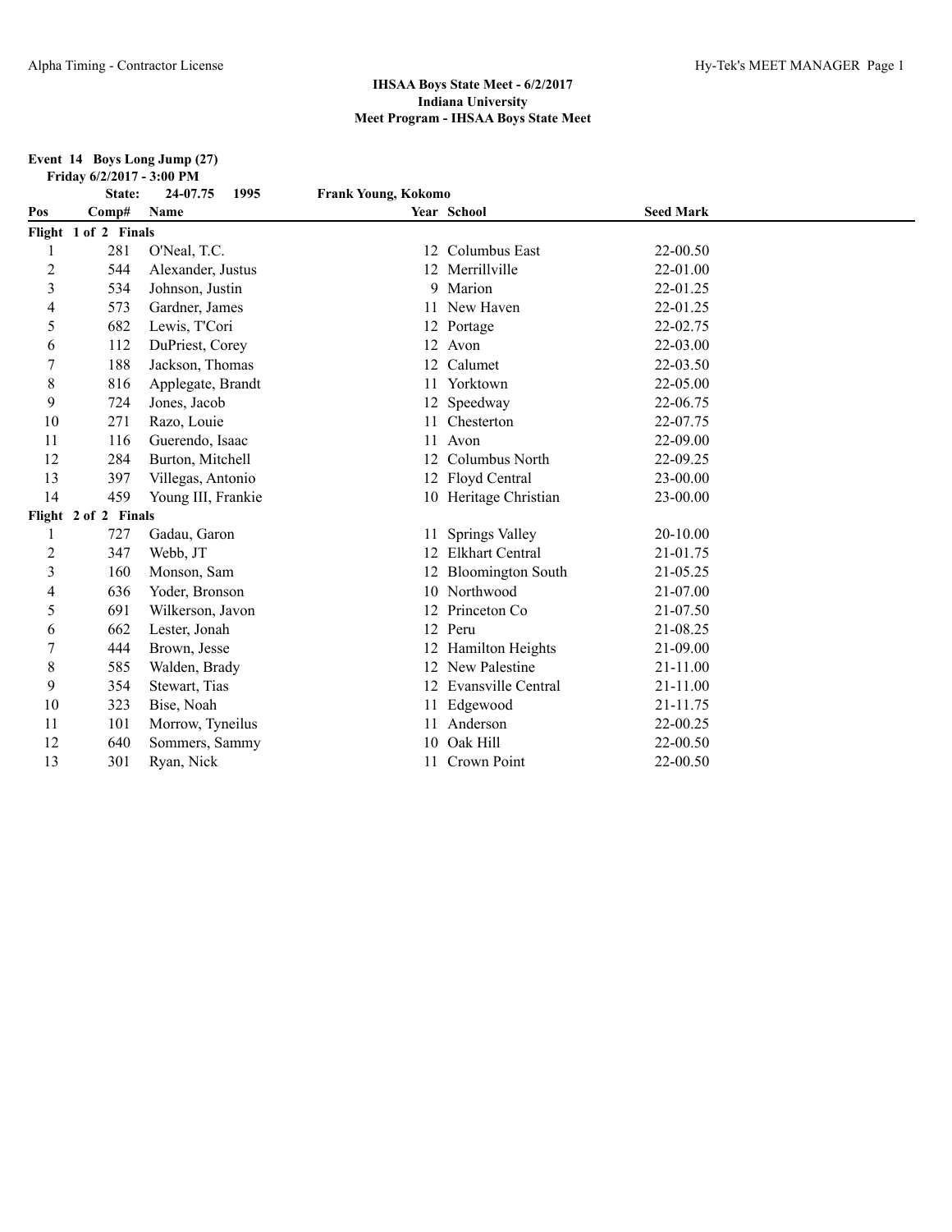**IHSAA Boys State Meet - 6/2/2017**
**Indiana University**
**Meet Program - IHSAA Boys State Meet**

**Event 14 Boys Long Jump (27)**
**Friday 6/2/2017 - 3:00 PM**

**State: 24-07.75 1995 Frank Young, Kokomo**

| Pos | Comp# | Name | Year | School | Seed Mark |
|---|---|---|---|---|---|
| **Flight 1 of 2 Finals** | | | | | |
| 1 | 281 | O'Neal, T.C. | 12 | Columbus East | 22-00.50 |
| 2 | 544 | Alexander, Justus | 12 | Merrillville | 22-01.00 |
| 3 | 534 | Johnson, Justin | 9 | Marion | 22-01.25 |
| 4 | 573 | Gardner, James | 11 | New Haven | 22-01.25 |
| 5 | 682 | Lewis, T'Cori | 12 | Portage | 22-02.75 |
| 6 | 112 | DuPriest, Corey | 12 | Avon | 22-03.00 |
| 7 | 188 | Jackson, Thomas | 12 | Calumet | 22-03.50 |
| 8 | 816 | Applegate, Brandt | 11 | Yorktown | 22-05.00 |
| 9 | 724 | Jones, Jacob | 12 | Speedway | 22-06.75 |
| 10 | 271 | Razo, Louie | 11 | Chesterton | 22-07.75 |
| 11 | 116 | Guerendo, Isaac | 11 | Avon | 22-09.00 |
| 12 | 284 | Burton, Mitchell | 12 | Columbus North | 22-09.25 |
| 13 | 397 | Villegas, Antonio | 12 | Floyd Central | 23-00.00 |
| 14 | 459 | Young III, Frankie | 10 | Heritage Christian | 23-00.00 |
| **Flight 2 of 2 Finals** | | | | | |
| 1 | 727 | Gadau, Garon | 11 | Springs Valley | 20-10.00 |
| 2 | 347 | Webb, JT | 12 | Elkhart Central | 21-01.75 |
| 3 | 160 | Monson, Sam | 12 | Bloomington South | 21-05.25 |
| 4 | 636 | Yoder, Bronson | 10 | Northwood | 21-07.00 |
| 5 | 691 | Wilkerson, Javon | 12 | Princeton Co | 21-07.50 |
| 6 | 662 | Lester, Jonah | 12 | Peru | 21-08.25 |
| 7 | 444 | Brown, Jesse | 12 | Hamilton Heights | 21-09.00 |
| 8 | 585 | Walden, Brady | 12 | New Palestine | 21-11.00 |
| 9 | 354 | Stewart, Tias | 12 | Evansville Central | 21-11.00 |
| 10 | 323 | Bise, Noah | 11 | Edgewood | 21-11.75 |
| 11 | 101 | Morrow, Tyneilus | 11 | Anderson | 22-00.25 |
| 12 | 640 | Sommers, Sammy | 10 | Oak Hill | 22-00.50 |
| 13 | 301 | Ryan, Nick | 11 | Crown Point | 22-00.50 |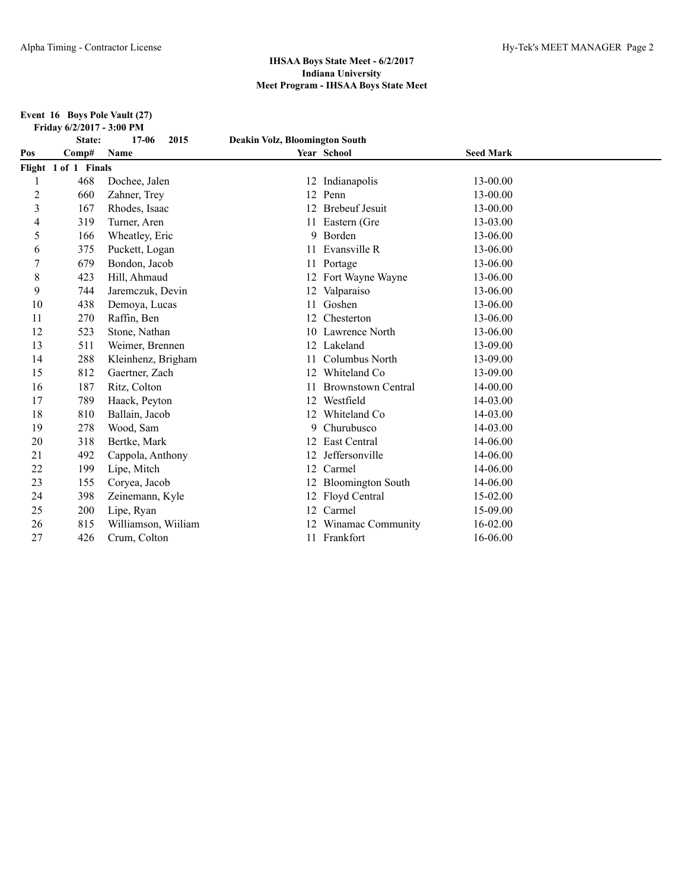## IHSAA Boys State Meet - 6/2/2017
## Indiana University
## Meet Program - IHSAA Boys State Meet

**Event 16 Boys Pole Vault (27)**

**Friday 6/2/2017 - 3:00 PM**

**State: 17-06 2015 Deakin Volz, Bloomington South**

| Pos | Comp# | Name | Year | School | Seed Mark |
|---|---|---|---|---|---|
| **Flight 1 of 1 Finals** | | | | | |
| 1 | 468 | Dochee, Jalen | 12 | Indianapolis | 13-00.00 |
| 2 | 660 | Zahner, Trey | 12 | Penn | 13-00.00 |
| 3 | 167 | Rhodes, Isaac | 12 | Brebeuf Jesuit | 13-00.00 |
| 4 | 319 | Turner, Aren | 11 | Eastern (Gre | 13-03.00 |
| 5 | 166 | Wheatley, Eric | 9 | Borden | 13-06.00 |
| 6 | 375 | Puckett, Logan | 11 | Evansville R | 13-06.00 |
| 7 | 679 | Bondon, Jacob | 11 | Portage | 13-06.00 |
| 8 | 423 | Hill, Ahmaud | 12 | Fort Wayne Wayne | 13-06.00 |
| 9 | 744 | Jaremczuk, Devin | 12 | Valparaiso | 13-06.00 |
| 10 | 438 | Demoya, Lucas | 11 | Goshen | 13-06.00 |
| 11 | 270 | Raffin, Ben | 12 | Chesterton | 13-06.00 |
| 12 | 523 | Stone, Nathan | 10 | Lawrence North | 13-06.00 |
| 13 | 511 | Weimer, Brennen | 12 | Lakeland | 13-09.00 |
| 14 | 288 | Kleinhenz, Brigham | 11 | Columbus North | 13-09.00 |
| 15 | 812 | Gaertner, Zach | 12 | Whiteland Co | 13-09.00 |
| 16 | 187 | Ritz, Colton | 11 | Brownstown Central | 14-00.00 |
| 17 | 789 | Haack, Peyton | 12 | Westfield | 14-03.00 |
| 18 | 810 | Ballain, Jacob | 12 | Whiteland Co | 14-03.00 |
| 19 | 278 | Wood, Sam | 9 | Churubusco | 14-03.00 |
| 20 | 318 | Bertke, Mark | 12 | East Central | 14-06.00 |
| 21 | 492 | Cappola, Anthony | 12 | Jeffersonville | 14-06.00 |
| 22 | 199 | Lipe, Mitch | 12 | Carmel | 14-06.00 |
| 23 | 155 | Coryea, Jacob | 12 | Bloomington South | 14-06.00 |
| 24 | 398 | Zeinemann, Kyle | 12 | Floyd Central | 15-02.00 |
| 25 | 200 | Lipe, Ryan | 12 | Carmel | 15-09.00 |
| 26 | 815 | Williamson, Wiiliam | 12 | Winamac Community | 16-02.00 |
| 27 | 426 | Crum, Colton | 11 | Frankfort | 16-06.00 |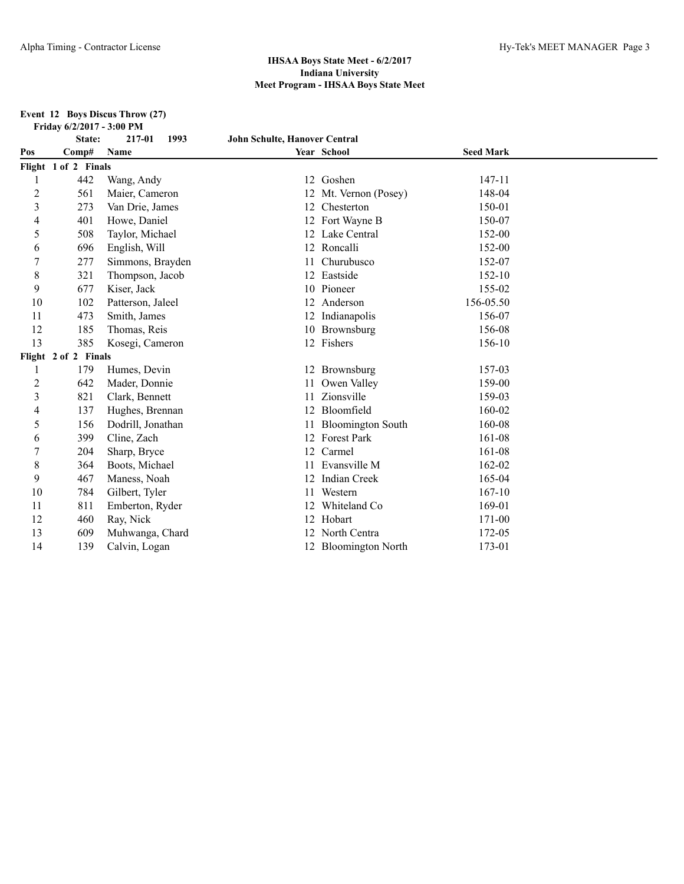IHSAA Boys State Meet - 6/2/2017
Indiana University
Meet Program - IHSAA Boys State Meet

**Event 12 Boys Discus Throw (27)**

**Friday 6/2/2017 - 3:00 PM**

**State: 217-01 1993 John Schulte, Hanover Central**

| Pos | Comp# | Name | Year | School | Seed Mark |
|---|---|---|---|---|---|
| **Flight 1 of 2 Finals** | | | | | |
| 1 | 442 | Wang, Andy | 12 | Goshen | 147-11 |
| 2 | 561 | Maier, Cameron | 12 | Mt. Vernon (Posey) | 148-04 |
| 3 | 273 | Van Drie, James | 12 | Chesterton | 150-01 |
| 4 | 401 | Howe, Daniel | 12 | Fort Wayne B | 150-07 |
| 5 | 508 | Taylor, Michael | 12 | Lake Central | 152-00 |
| 6 | 696 | English, Will | 12 | Roncalli | 152-00 |
| 7 | 277 | Simmons, Brayden | 11 | Churubusco | 152-07 |
| 8 | 321 | Thompson, Jacob | 12 | Eastside | 152-10 |
| 9 | 677 | Kiser, Jack | 10 | Pioneer | 155-02 |
| 10 | 102 | Patterson, Jaleel | 12 | Anderson | 156-05.50 |
| 11 | 473 | Smith, James | 12 | Indianapolis | 156-07 |
| 12 | 185 | Thomas, Reis | 10 | Brownsburg | 156-08 |
| 13 | 385 | Kosegi, Cameron | 12 | Fishers | 156-10 |
| **Flight 2 of 2 Finals** | | | | | |
| 1 | 179 | Humes, Devin | 12 | Brownsburg | 157-03 |
| 2 | 642 | Mader, Donnie | 11 | Owen Valley | 159-00 |
| 3 | 821 | Clark, Bennett | 11 | Zionsville | 159-03 |
| 4 | 137 | Hughes, Brennan | 12 | Bloomfield | 160-02 |
| 5 | 156 | Dodrill, Jonathan | 11 | Bloomington South | 160-08 |
| 6 | 399 | Cline, Zach | 12 | Forest Park | 161-08 |
| 7 | 204 | Sharp, Bryce | 12 | Carmel | 161-08 |
| 8 | 364 | Boots, Michael | 11 | Evansville M | 162-02 |
| 9 | 467 | Maness, Noah | 12 | Indian Creek | 165-04 |
| 10 | 784 | Gilbert, Tyler | 11 | Western | 167-10 |
| 11 | 811 | Emberton, Ryder | 12 | Whiteland Co | 169-01 |
| 12 | 460 | Ray, Nick | 12 | Hobart | 171-00 |
| 13 | 609 | Muhwanga, Chard | 12 | North Centra | 172-05 |
| 14 | 139 | Calvin, Logan | 12 | Bloomington North | 173-01 |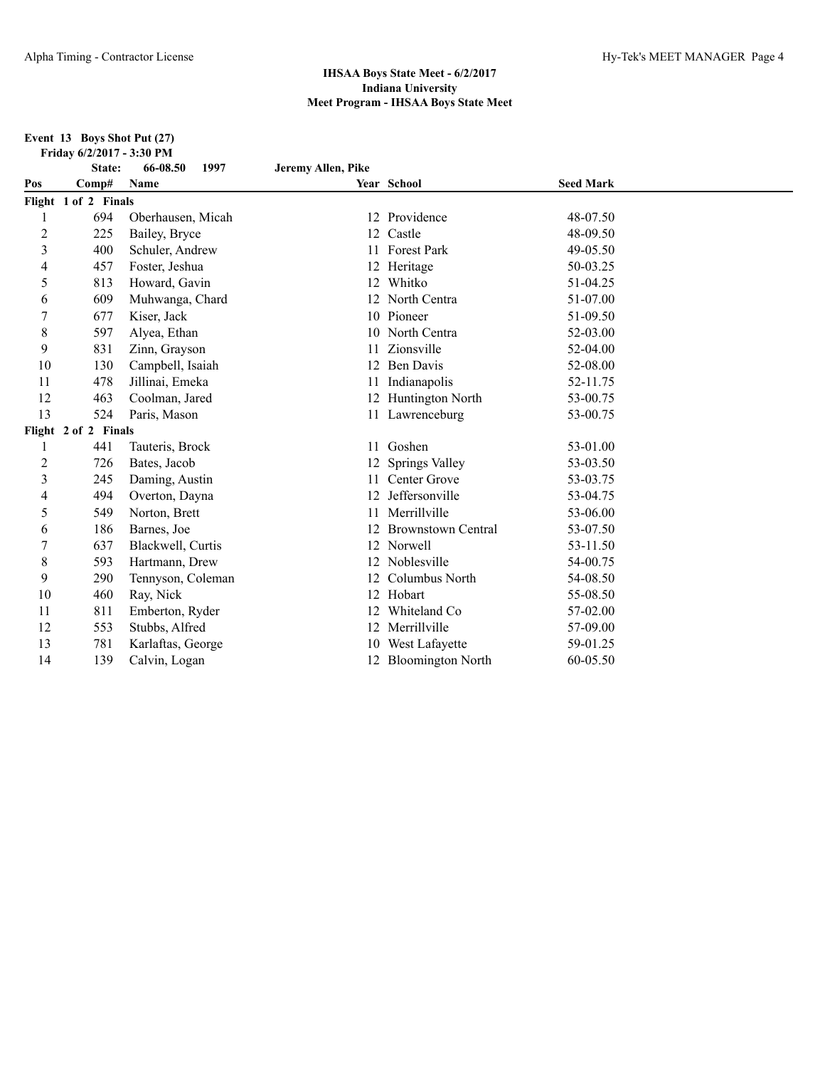**IHSAA Boys State Meet - 6/2/2017**
**Indiana University**
**Meet Program - IHSAA Boys State Meet**

**Event 13 Boys Shot Put (27)**
**Friday 6/2/2017 - 3:30 PM**

**State: 66-08.50 1997 Jeremy Allen, Pike**

| Pos | Comp# | Name | Year | School | Seed Mark |
|---|---|---|---|---|---|
| **Flight 1 of 2 Finals** | | | | | |
| 1 | 694 | Oberhausen, Micah | 12 | Providence | 48-07.50 |
| 2 | 225 | Bailey, Bryce | 12 | Castle | 48-09.50 |
| 3 | 400 | Schuler, Andrew | 11 | Forest Park | 49-05.50 |
| 4 | 457 | Foster, Jeshua | 12 | Heritage | 50-03.25 |
| 5 | 813 | Howard, Gavin | 12 | Whitko | 51-04.25 |
| 6 | 609 | Muhwanga, Chard | 12 | North Centra | 51-07.00 |
| 7 | 677 | Kiser, Jack | 10 | Pioneer | 51-09.50 |
| 8 | 597 | Alyea, Ethan | 10 | North Centra | 52-03.00 |
| 9 | 831 | Zinn, Grayson | 11 | Zionsville | 52-04.00 |
| 10 | 130 | Campbell, Isaiah | 12 | Ben Davis | 52-08.00 |
| 11 | 478 | Jillinai, Emeka | 11 | Indianapolis | 52-11.75 |
| 12 | 463 | Coolman, Jared | 12 | Huntington North | 53-00.75 |
| 13 | 524 | Paris, Mason | 11 | Lawrenceburg | 53-00.75 |
| **Flight 2 of 2 Finals** | | | | | |
| 1 | 441 | Tauteris, Brock | 11 | Goshen | 53-01.00 |
| 2 | 726 | Bates, Jacob | 12 | Springs Valley | 53-03.50 |
| 3 | 245 | Daming, Austin | 11 | Center Grove | 53-03.75 |
| 4 | 494 | Overton, Dayna | 12 | Jeffersonville | 53-04.75 |
| 5 | 549 | Norton, Brett | 11 | Merrillville | 53-06.00 |
| 6 | 186 | Barnes, Joe | 12 | Brownstown Central | 53-07.50 |
| 7 | 637 | Blackwell, Curtis | 12 | Norwell | 53-11.50 |
| 8 | 593 | Hartmann, Drew | 12 | Noblesville | 54-00.75 |
| 9 | 290 | Tennyson, Coleman | 12 | Columbus North | 54-08.50 |
| 10 | 460 | Ray, Nick | 12 | Hobart | 55-08.50 |
| 11 | 811 | Emberton, Ryder | 12 | Whiteland Co | 57-02.00 |
| 12 | 553 | Stubbs, Alfred | 12 | Merrillville | 57-09.00 |
| 13 | 781 | Karlaftas, George | 10 | West Lafayette | 59-01.25 |
| 14 | 139 | Calvin, Logan | 12 | Bloomington North | 60-05.50 |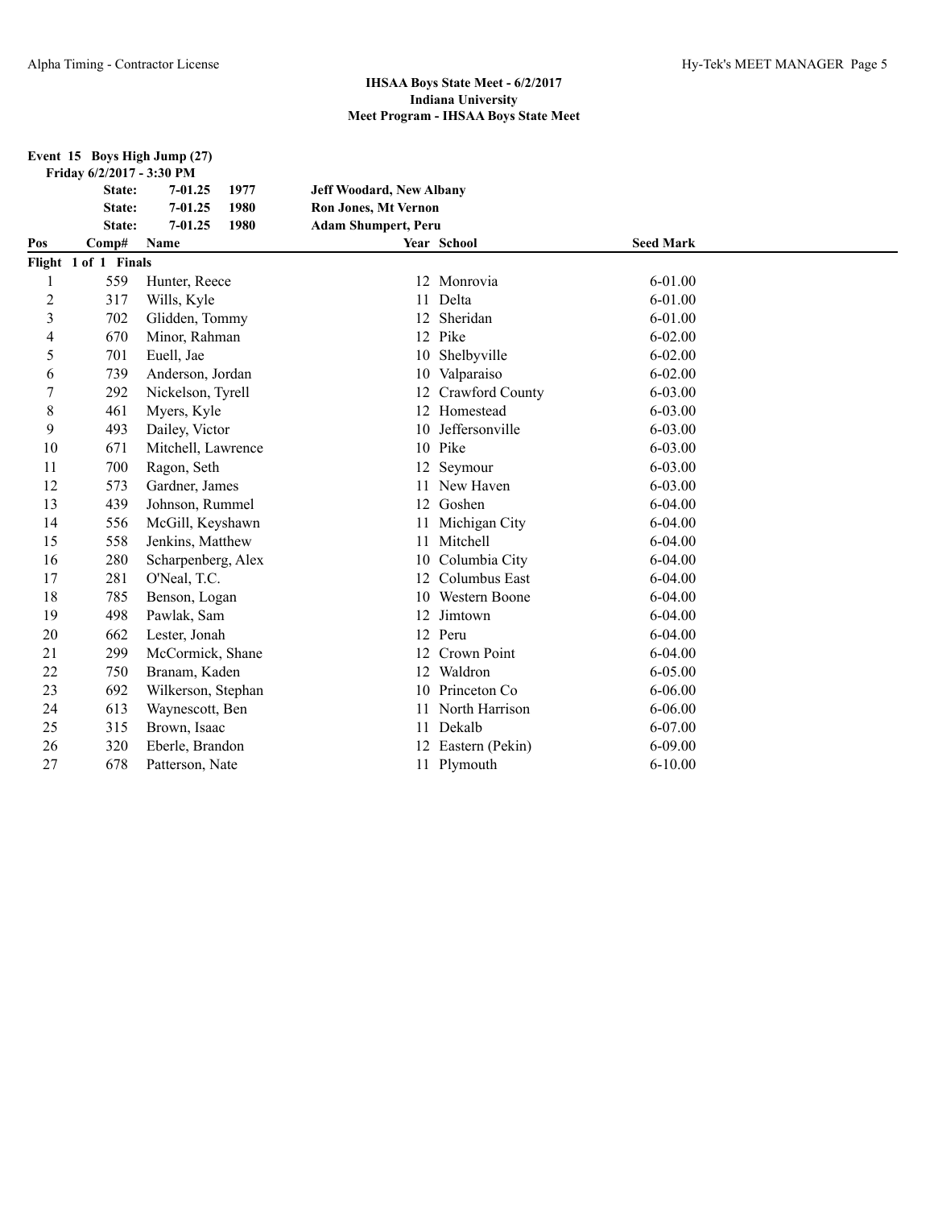## IHSAA Boys State Meet - 6/2/2017
## Indiana University
## Meet Program - IHSAA Boys State Meet

**Event 15 Boys High Jump (27)**

**Friday 6/2/2017 - 3:30 PM**

| | | | |
|---|---|---|---|
| **State:** | **7-01.25** | **1977** | **Jeff Woodard, New Albany** |
| **State:** | **7-01.25** | **1980** | **Ron Jones, Mt Vernon** |
| **State:** | **7-01.25** | **1980** | **Adam Shumpert, Peru** |

| Pos | Comp# | Name | Year | School | Seed Mark |
|---|---|---|---|---|---|
| **Flight 1 of 1 Finals** | | | | | |
| 1 | 559 | Hunter, Reece | 12 | Monrovia | 6-01.00 |
| 2 | 317 | Wills, Kyle | 11 | Delta | 6-01.00 |
| 3 | 702 | Glidden, Tommy | 12 | Sheridan | 6-01.00 |
| 4 | 670 | Minor, Rahman | 12 | Pike | 6-02.00 |
| 5 | 701 | Euell, Jae | 10 | Shelbyville | 6-02.00 |
| 6 | 739 | Anderson, Jordan | 10 | Valparaiso | 6-02.00 |
| 7 | 292 | Nickelson, Tyrell | 12 | Crawford County | 6-03.00 |
| 8 | 461 | Myers, Kyle | 12 | Homestead | 6-03.00 |
| 9 | 493 | Dailey, Victor | 10 | Jeffersonville | 6-03.00 |
| 10 | 671 | Mitchell, Lawrence | 10 | Pike | 6-03.00 |
| 11 | 700 | Ragon, Seth | 12 | Seymour | 6-03.00 |
| 12 | 573 | Gardner, James | 11 | New Haven | 6-03.00 |
| 13 | 439 | Johnson, Rummel | 12 | Goshen | 6-04.00 |
| 14 | 556 | McGill, Keyshawn | 11 | Michigan City | 6-04.00 |
| 15 | 558 | Jenkins, Matthew | 11 | Mitchell | 6-04.00 |
| 16 | 280 | Scharpenberg, Alex | 10 | Columbia City | 6-04.00 |
| 17 | 281 | O'Neal, T.C. | 12 | Columbus East | 6-04.00 |
| 18 | 785 | Benson, Logan | 10 | Western Boone | 6-04.00 |
| 19 | 498 | Pawlak, Sam | 12 | Jimtown | 6-04.00 |
| 20 | 662 | Lester, Jonah | 12 | Peru | 6-04.00 |
| 21 | 299 | McCormick, Shane | 12 | Crown Point | 6-04.00 |
| 22 | 750 | Branam, Kaden | 12 | Waldron | 6-05.00 |
| 23 | 692 | Wilkerson, Stephan | 10 | Princeton Co | 6-06.00 |
| 24 | 613 | Waynescott, Ben | 11 | North Harrison | 6-06.00 |
| 25 | 315 | Brown, Isaac | 11 | Dekalb | 6-07.00 |
| 26 | 320 | Eberle, Brandon | 12 | Eastern (Pekin) | 6-09.00 |
| 27 | 678 | Patterson, Nate | 11 | Plymouth | 6-10.00 |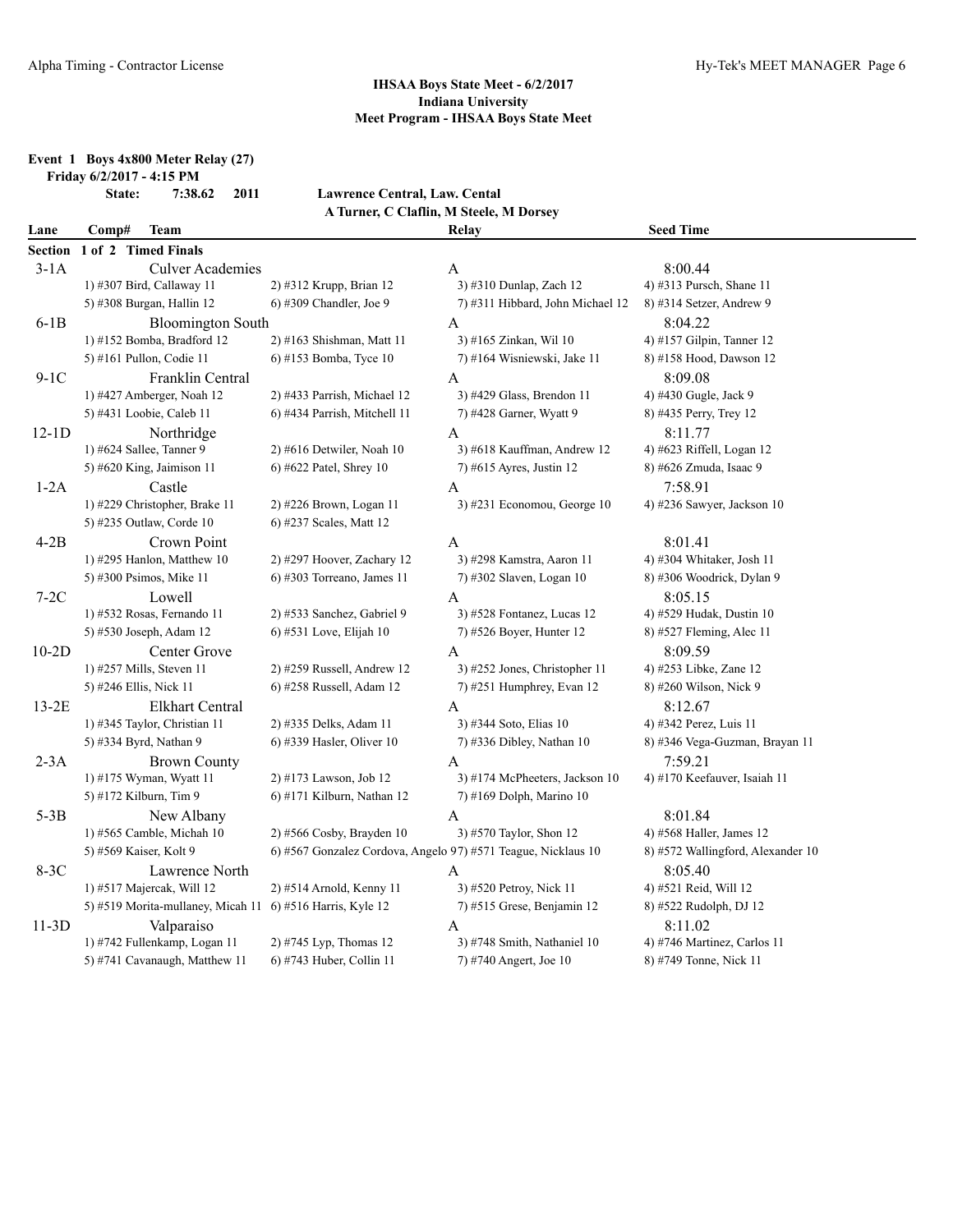### IHSAA Boys State Meet - 6/2/2017
### Indiana University
### Meet Program - IHSAA Boys State Meet

**Event 1 Boys 4x800 Meter Relay (27)**

**Friday 6/2/2017 - 4:15 PM**

**State: 7:38.62 2011 Lawrence Central, Law. Cental**
**A Turner, C Claflin, M Steele, M Dorsey**

| Lane | Comp# Team | | Relay | Seed Time |
|---|---|---|---|---|
| **Section 1 of 2 Timed Finals** | | | | |
| 3-1A | Culver Academies | | A | 8:00.44 |
| | 1) #307 Bird, Callaway 11 | 2) #312 Krupp, Brian 12 | 3) #310 Dunlap, Zach 12 | 4) #313 Pursch, Shane 11 |
| | 5) #308 Burgan, Hallin 12 | 6) #309 Chandler, Joe 9 | 7) #311 Hibbard, John Michael 12 | 8) #314 Setzer, Andrew 9 |
| 6-1B | Bloomington South | | A | 8:04.22 |
| | 1) #152 Bomba, Bradford 12 | 2) #163 Shishman, Matt 11 | 3) #165 Zinkan, Wil 10 | 4) #157 Gilpin, Tanner 12 |
| | 5) #161 Pullon, Codie 11 | 6) #153 Bomba, Tyce 10 | 7) #164 Wisniewski, Jake 11 | 8) #158 Hood, Dawson 12 |
| 9-1C | Franklin Central | | A | 8:09.08 |
| | 1) #427 Amberger, Noah 12 | 2) #433 Parrish, Michael 12 | 3) #429 Glass, Brendon 11 | 4) #430 Gugle, Jack 9 |
| | 5) #431 Loobie, Caleb 11 | 6) #434 Parrish, Mitchell 11 | 7) #428 Garner, Wyatt 9 | 8) #435 Perry, Trey 12 |
| 12-1D | Northridge | | A | 8:11.77 |
| | 1) #624 Sallee, Tanner 9 | 2) #616 Detwiler, Noah 10 | 3) #618 Kauffman, Andrew 12 | 4) #623 Riffell, Logan 12 |
| | 5) #620 King, Jaimison 11 | 6) #622 Patel, Shrey 10 | 7) #615 Ayres, Justin 12 | 8) #626 Zmuda, Isaac 9 |
| 1-2A | Castle | | A | 7:58.91 |
| | 1) #229 Christopher, Brake 11 | 2) #226 Brown, Logan 11 | 3) #231 Economou, George 10 | 4) #236 Sawyer, Jackson 10 |
| | 5) #235 Outlaw, Corde 10 | 6) #237 Scales, Matt 12 | | |
| 4-2B | Crown Point | | A | 8:01.41 |
| | 1) #295 Hanlon, Matthew 10 | 2) #297 Hoover, Zachary 12 | 3) #298 Kamstra, Aaron 11 | 4) #304 Whitaker, Josh 11 |
| | 5) #300 Psimos, Mike 11 | 6) #303 Torreano, James 11 | 7) #302 Slaven, Logan 10 | 8) #306 Woodrick, Dylan 9 |
| 7-2C | Lowell | | A | 8:05.15 |
| | 1) #532 Rosas, Fernando 11 | 2) #533 Sanchez, Gabriel 9 | 3) #528 Fontanez, Lucas 12 | 4) #529 Hudak, Dustin 10 |
| | 5) #530 Joseph, Adam 12 | 6) #531 Love, Elijah 10 | 7) #526 Boyer, Hunter 12 | 8) #527 Fleming, Alec 11 |
| 10-2D | Center Grove | | A | 8:09.59 |
| | 1) #257 Mills, Steven 11 | 2) #259 Russell, Andrew 12 | 3) #252 Jones, Christopher 11 | 4) #253 Libke, Zane 12 |
| | 5) #246 Ellis, Nick 11 | 6) #258 Russell, Adam 12 | 7) #251 Humphrey, Evan 12 | 8) #260 Wilson, Nick 9 |
| 13-2E | Elkhart Central | | A | 8:12.67 |
| | 1) #345 Taylor, Christian 11 | 2) #335 Delks, Adam 11 | 3) #344 Soto, Elias 10 | 4) #342 Perez, Luis 11 |
| | 5) #334 Byrd, Nathan 9 | 6) #339 Hasler, Oliver 10 | 7) #336 Dibley, Nathan 10 | 8) #346 Vega-Guzman, Brayan 11 |
| 2-3A | Brown County | | A | 7:59.21 |
| | 1) #175 Wyman, Wyatt 11 | 2) #173 Lawson, Job 12 | 3) #174 McPheeters, Jackson 10 | 4) #170 Keefauver, Isaiah 11 |
| | 5) #172 Kilburn, Tim 9 | 6) #171 Kilburn, Nathan 12 | 7) #169 Dolph, Marino 10 | |
| 5-3B | New Albany | | A | 8:01.84 |
| | 1) #565 Camble, Michah 10 | 2) #566 Cosby, Brayden 10 | 3) #570 Taylor, Shon 12 | 4) #568 Haller, James 12 |
| | 5) #569 Kaiser, Kolt 9 | 6) #567 Gonzalez Cordova, Angelo 9 | 7) #571 Teague, Nicklaus 10 | 8) #572 Wallingford, Alexander 10 |
| 8-3C | Lawrence North | | A | 8:05.40 |
| | 1) #517 Majercak, Will 12 | 2) #514 Arnold, Kenny 11 | 3) #520 Petroy, Nick 11 | 4) #521 Reid, Will 12 |
| | 5) #519 Morita-mullaney, Micah 11 | 6) #516 Harris, Kyle 12 | 7) #515 Grese, Benjamin 12 | 8) #522 Rudolph, DJ 12 |
| 11-3D | Valparaiso | | A | 8:11.02 |
| | 1) #742 Fullenkamp, Logan 11 | 2) #745 Lyp, Thomas 12 | 3) #748 Smith, Nathaniel 10 | 4) #746 Martinez, Carlos 11 |
| | 5) #741 Cavanaugh, Matthew 11 | 6) #743 Huber, Collin 11 | 7) #740 Angert, Joe 10 | 8) #749 Tonne, Nick 11 |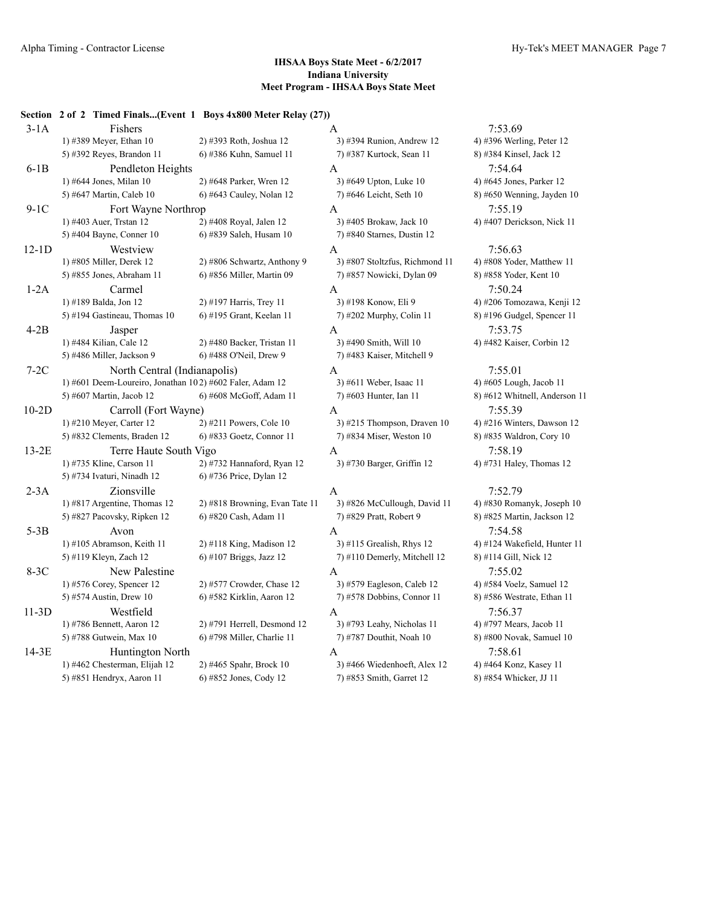## IHSAA Boys State Meet - 6/2/2017
## Indiana University
## Meet Program - IHSAA Boys State Meet

### Section 2 of 2 Timed Finals...(Event 1 Boys 4x800 Meter Relay (27))

| Lane | Team | Relay | Seed Time |
|---|---|---|---|
| 3-1A | Fishers | A | 7:53.69 |
| | 1) #389 Meyer, Ethan 10 | 2) #393 Roth, Joshua 12 | 3) #394 Runion, Andrew 12 | 4) #396 Werling, Peter 12 |
| | 5) #392 Reyes, Brandon 11 | 6) #386 Kuhn, Samuel 11 | 7) #387 Kurtock, Sean 11 | 8) #384 Kinsel, Jack 12 |
| 6-1B | Pendleton Heights | A | 7:54.64 |
| | 1) #644 Jones, Milan 10 | 2) #648 Parker, Wren 12 | 3) #649 Upton, Luke 10 | 4) #645 Jones, Parker 12 |
| | 5) #647 Martin, Caleb 10 | 6) #643 Cauley, Nolan 12 | 7) #646 Leicht, Seth 10 | 8) #650 Wenning, Jayden 10 |
| 9-1C | Fort Wayne Northrop | A | 7:55.19 |
| | 1) #403 Auer, Trstan 12 | 2) #408 Royal, Jalen 12 | 3) #405 Brokaw, Jack 10 | 4) #407 Derickson, Nick 11 |
| | 5) #404 Bayne, Conner 10 | 6) #839 Saleh, Husam 10 | 7) #840 Starnes, Dustin 12 | |
| 12-1D | Westview | A | 7:56.63 |
| | 1) #805 Miller, Derek 12 | 2) #806 Schwartz, Anthony 9 | 3) #807 Stoltzfus, Richmond 11 | 4) #808 Yoder, Matthew 11 |
| | 5) #855 Jones, Abraham 11 | 6) #856 Miller, Martin 09 | 7) #857 Nowicki, Dylan 09 | 8) #858 Yoder, Kent 10 |
| 1-2A | Carmel | A | 7:50.24 |
| | 1) #189 Balda, Jon 12 | 2) #197 Harris, Trey 11 | 3) #198 Konow, Eli 9 | 4) #206 Tomozawa, Kenji 12 |
| | 5) #194 Gastineau, Thomas 10 | 6) #195 Grant, Keelan 11 | 7) #202 Murphy, Colin 11 | 8) #196 Gudgel, Spencer 11 |
| 4-2B | Jasper | A | 7:53.75 |
| | 1) #484 Kilian, Cale 12 | 2) #480 Backer, Tristan 11 | 3) #490 Smith, Will 10 | 4) #482 Kaiser, Corbin 12 |
| | 5) #486 Miller, Jackson 9 | 6) #488 O'Neil, Drew 9 | 7) #483 Kaiser, Mitchell 9 | |
| 7-2C | North Central (Indianapolis) | A | 7:55.01 |
| | 1) #601 Deem-Loureiro, Jonathan 10 | 2) #602 Faler, Adam 12 | 3) #611 Weber, Isaac 11 | 4) #605 Lough, Jacob 11 |
| | 5) #607 Martin, Jacob 12 | 6) #608 McGoff, Adam 11 | 7) #603 Hunter, Ian 11 | 8) #612 Whitnell, Anderson 11 |
| 10-2D | Carroll (Fort Wayne) | A | 7:55.39 |
| | 1) #210 Meyer, Carter 12 | 2) #211 Powers, Cole 10 | 3) #215 Thompson, Draven 10 | 4) #216 Winters, Dawson 12 |
| | 5) #832 Clements, Braden 12 | 6) #833 Goetz, Connor 11 | 7) #834 Miser, Weston 10 | 8) #835 Waldron, Cory 10 |
| 13-2E | Terre Haute South Vigo | A | 7:58.19 |
| | 1) #735 Kline, Carson 11 | 2) #732 Hannaford, Ryan 12 | 3) #730 Barger, Griffin 12 | 4) #731 Haley, Thomas 12 |
| | 5) #734 Ivaturi, Ninadh 12 | 6) #736 Price, Dylan 12 | | |
| 2-3A | Zionsville | A | 7:52.79 |
| | 1) #817 Argentine, Thomas 12 | 2) #818 Browning, Evan Tate 11 | 3) #826 McCullough, David 11 | 4) #830 Romanyk, Joseph 10 |
| | 5) #827 Pacovsky, Ripken 12 | 6) #820 Cash, Adam 11 | 7) #829 Pratt, Robert 9 | 8) #825 Martin, Jackson 12 |
| 5-3B | Avon | A | 7:54.58 |
| | 1) #105 Abramson, Keith 11 | 2) #118 King, Madison 12 | 3) #115 Grealish, Rhys 12 | 4) #124 Wakefield, Hunter 11 |
| | 5) #119 Kleyn, Zach 12 | 6) #107 Briggs, Jazz 12 | 7) #110 Demerly, Mitchell 12 | 8) #114 Gill, Nick 12 |
| 8-3C | New Palestine | A | 7:55.02 |
| | 1) #576 Corey, Spencer 12 | 2) #577 Crowder, Chase 12 | 3) #579 Eagleson, Caleb 12 | 4) #584 Voelz, Samuel 12 |
| | 5) #574 Austin, Drew 10 | 6) #582 Kirklin, Aaron 12 | 7) #578 Dobbins, Connor 11 | 8) #586 Westrate, Ethan 11 |
| 11-3D | Westfield | A | 7:56.37 |
| | 1) #786 Bennett, Aaron 12 | 2) #791 Herrell, Desmond 12 | 3) #793 Leahy, Nicholas 11 | 4) #797 Mears, Jacob 11 |
| | 5) #788 Gutwein, Max 10 | 6) #798 Miller, Charlie 11 | 7) #787 Douthit, Noah 10 | 8) #800 Novak, Samuel 10 |
| 14-3E | Huntington North | A | 7:58.61 |
| | 1) #462 Chesterman, Elijah 12 | 2) #465 Spahr, Brock 10 | 3) #466 Wiedenhoeft, Alex 12 | 4) #464 Konz, Kasey 11 |
| | 5) #851 Hendryx, Aaron 11 | 6) #852 Jones, Cody 12 | 7) #853 Smith, Garret 12 | 8) #854 Whicker, JJ 11 |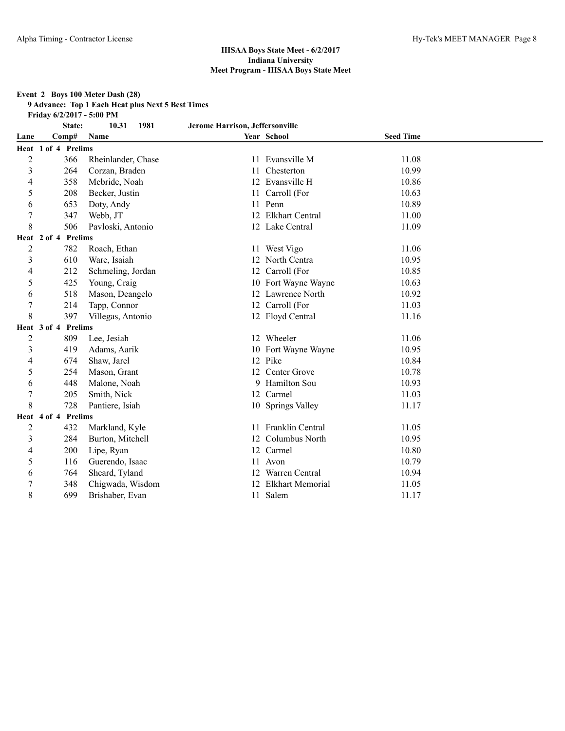## IHSAA Boys State Meet - 6/2/2017
## Indiana University
## Meet Program - IHSAA Boys State Meet

**Event 2 Boys 100 Meter Dash (28)**
**9 Advance: Top 1 Each Heat plus Next 5 Best Times**
**Friday 6/2/2017 - 5:00 PM**

| Lane | Comp# | Name | Year | School | Seed Time |
|---|---|---|---|---|---|
| | **State:** | **10.31 1981** | | **Jerome Harrison, Jeffersonville** | |
| **Heat 1 of 4 Prelims** | | | | | |
| 2 | 366 | Rheinlander, Chase | 11 | Evansville M | 11.08 |
| 3 | 264 | Corzan, Braden | 11 | Chesterton | 10.99 |
| 4 | 358 | Mcbride, Noah | 12 | Evansville H | 10.86 |
| 5 | 208 | Becker, Justin | 11 | Carroll (For | 10.63 |
| 6 | 653 | Doty, Andy | 11 | Penn | 10.89 |
| 7 | 347 | Webb, JT | 12 | Elkhart Central | 11.00 |
| 8 | 506 | Pavloski, Antonio | 12 | Lake Central | 11.09 |
| **Heat 2 of 4 Prelims** | | | | | |
| 2 | 782 | Roach, Ethan | 11 | West Vigo | 11.06 |
| 3 | 610 | Ware, Isaiah | 12 | North Centra | 10.95 |
| 4 | 212 | Schmeling, Jordan | 12 | Carroll (For | 10.85 |
| 5 | 425 | Young, Craig | 10 | Fort Wayne Wayne | 10.63 |
| 6 | 518 | Mason, Deangelo | 12 | Lawrence North | 10.92 |
| 7 | 214 | Tapp, Connor | 12 | Carroll (For | 11.03 |
| 8 | 397 | Villegas, Antonio | 12 | Floyd Central | 11.16 |
| **Heat 3 of 4 Prelims** | | | | | |
| 2 | 809 | Lee, Jesiah | 12 | Wheeler | 11.06 |
| 3 | 419 | Adams, Aarik | 10 | Fort Wayne Wayne | 10.95 |
| 4 | 674 | Shaw, Jarel | 12 | Pike | 10.84 |
| 5 | 254 | Mason, Grant | 12 | Center Grove | 10.78 |
| 6 | 448 | Malone, Noah | 9 | Hamilton Sou | 10.93 |
| 7 | 205 | Smith, Nick | 12 | Carmel | 11.03 |
| 8 | 728 | Pantiere, Isiah | 10 | Springs Valley | 11.17 |
| **Heat 4 of 4 Prelims** | | | | | |
| 2 | 432 | Markland, Kyle | 11 | Franklin Central | 11.05 |
| 3 | 284 | Burton, Mitchell | 12 | Columbus North | 10.95 |
| 4 | 200 | Lipe, Ryan | 12 | Carmel | 10.80 |
| 5 | 116 | Guerendo, Isaac | 11 | Avon | 10.79 |
| 6 | 764 | Sheard, Tyland | 12 | Warren Central | 10.94 |
| 7 | 348 | Chigwada, Wisdom | 12 | Elkhart Memorial | 11.05 |
| 8 | 699 | Brishaber, Evan | 11 | Salem | 11.17 |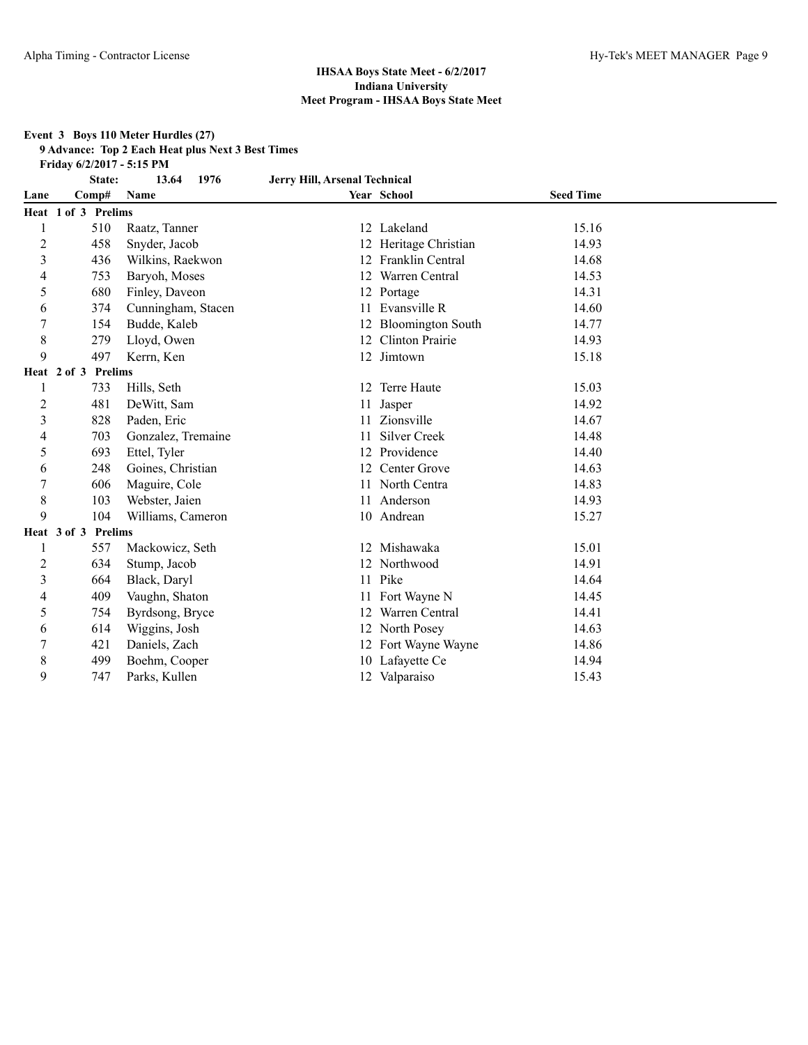## IHSAA Boys State Meet - 6/2/2017
## Indiana University
## Meet Program - IHSAA Boys State Meet

**Event 3 Boys 110 Meter Hurdles (27)**

**9 Advance: Top 2 Each Heat plus Next 3 Best Times**

**Friday 6/2/2017 - 5:15 PM**

**State: 13.64 1976 Jerry Hill, Arsenal Technical**

| Lane | Comp# | Name | Year | School | Seed Time |
|---|---|---|---|---|---|
| **Heat 1 of 3 Prelims** | | | | | |
| 1 | 510 | Raatz, Tanner | 12 | Lakeland | 15.16 |
| 2 | 458 | Snyder, Jacob | 12 | Heritage Christian | 14.93 |
| 3 | 436 | Wilkins, Raekwon | 12 | Franklin Central | 14.68 |
| 4 | 753 | Baryoh, Moses | 12 | Warren Central | 14.53 |
| 5 | 680 | Finley, Daveon | 12 | Portage | 14.31 |
| 6 | 374 | Cunningham, Stacen | 11 | Evansville R | 14.60 |
| 7 | 154 | Budde, Kaleb | 12 | Bloomington South | 14.77 |
| 8 | 279 | Lloyd, Owen | 12 | Clinton Prairie | 14.93 |
| 9 | 497 | Kerrn, Ken | 12 | Jimtown | 15.18 |
| **Heat 2 of 3 Prelims** | | | | | |
| 1 | 733 | Hills, Seth | 12 | Terre Haute | 15.03 |
| 2 | 481 | DeWitt, Sam | 11 | Jasper | 14.92 |
| 3 | 828 | Paden, Eric | 11 | Zionsville | 14.67 |
| 4 | 703 | Gonzalez, Tremaine | 11 | Silver Creek | 14.48 |
| 5 | 693 | Ettel, Tyler | 12 | Providence | 14.40 |
| 6 | 248 | Goines, Christian | 12 | Center Grove | 14.63 |
| 7 | 606 | Maguire, Cole | 11 | North Centra | 14.83 |
| 8 | 103 | Webster, Jaien | 11 | Anderson | 14.93 |
| 9 | 104 | Williams, Cameron | 10 | Andrean | 15.27 |
| **Heat 3 of 3 Prelims** | | | | | |
| 1 | 557 | Mackowicz, Seth | 12 | Mishawaka | 15.01 |
| 2 | 634 | Stump, Jacob | 12 | Northwood | 14.91 |
| 3 | 664 | Black, Daryl | 11 | Pike | 14.64 |
| 4 | 409 | Vaughn, Shaton | 11 | Fort Wayne N | 14.45 |
| 5 | 754 | Byrdsong, Bryce | 12 | Warren Central | 14.41 |
| 6 | 614 | Wiggins, Josh | 12 | North Posey | 14.63 |
| 7 | 421 | Daniels, Zach | 12 | Fort Wayne Wayne | 14.86 |
| 8 | 499 | Boehm, Cooper | 10 | Lafayette Ce | 14.94 |
| 9 | 747 | Parks, Kullen | 12 | Valparaiso | 15.43 |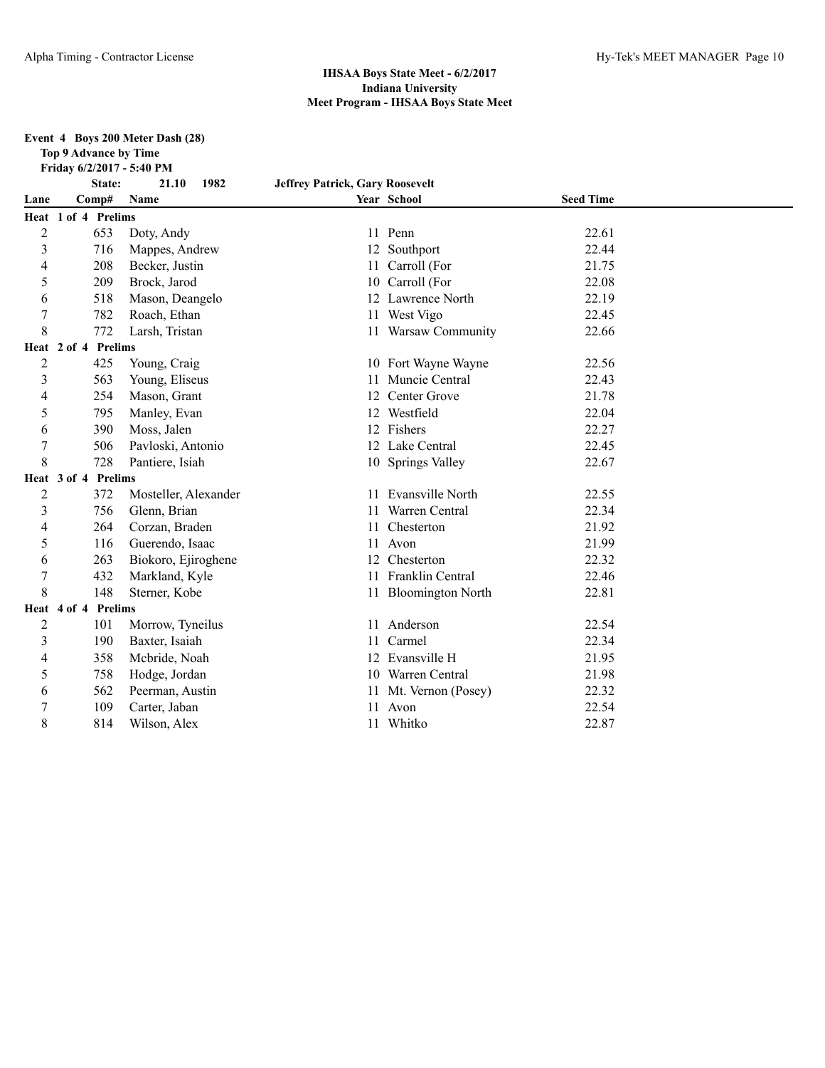## IHSAA Boys State Meet - 6/2/2017
## Indiana University
## Meet Program - IHSAA Boys State Meet

**Event 4 Boys 200 Meter Dash (28)**
**Top 9 Advance by Time**
**Friday 6/2/2017 - 5:40 PM**

| | State: | 21.10 1982 | Jeffrey Patrick, Gary Roosevelt | | |
|---|---|---|---|---|---|
| **Lane** | **Comp#** | **Name** | **Year** | **School** | **Seed Time** |
| **Heat 1 of 4 Prelims** | | | | | |
| 2 | 653 | Doty, Andy | 11 | Penn | 22.61 |
| 3 | 716 | Mappes, Andrew | 12 | Southport | 22.44 |
| 4 | 208 | Becker, Justin | 11 | Carroll (For | 21.75 |
| 5 | 209 | Brock, Jarod | 10 | Carroll (For | 22.08 |
| 6 | 518 | Mason, Deangelo | 12 | Lawrence North | 22.19 |
| 7 | 782 | Roach, Ethan | 11 | West Vigo | 22.45 |
| 8 | 772 | Larsh, Tristan | 11 | Warsaw Community | 22.66 |
| **Heat 2 of 4 Prelims** | | | | | |
| 2 | 425 | Young, Craig | 10 | Fort Wayne Wayne | 22.56 |
| 3 | 563 | Young, Eliseus | 11 | Muncie Central | 22.43 |
| 4 | 254 | Mason, Grant | 12 | Center Grove | 21.78 |
| 5 | 795 | Manley, Evan | 12 | Westfield | 22.04 |
| 6 | 390 | Moss, Jalen | 12 | Fishers | 22.27 |
| 7 | 506 | Pavloski, Antonio | 12 | Lake Central | 22.45 |
| 8 | 728 | Pantiere, Isiah | 10 | Springs Valley | 22.67 |
| **Heat 3 of 4 Prelims** | | | | | |
| 2 | 372 | Mosteller, Alexander | 11 | Evansville North | 22.55 |
| 3 | 756 | Glenn, Brian | 11 | Warren Central | 22.34 |
| 4 | 264 | Corzan, Braden | 11 | Chesterton | 21.92 |
| 5 | 116 | Guerendo, Isaac | 11 | Avon | 21.99 |
| 6 | 263 | Biokoro, Ejiroghene | 12 | Chesterton | 22.32 |
| 7 | 432 | Markland, Kyle | 11 | Franklin Central | 22.46 |
| 8 | 148 | Sterner, Kobe | 11 | Bloomington North | 22.81 |
| **Heat 4 of 4 Prelims** | | | | | |
| 2 | 101 | Morrow, Tyneilus | 11 | Anderson | 22.54 |
| 3 | 190 | Baxter, Isaiah | 11 | Carmel | 22.34 |
| 4 | 358 | Mcbride, Noah | 12 | Evansville H | 21.95 |
| 5 | 758 | Hodge, Jordan | 10 | Warren Central | 21.98 |
| 6 | 562 | Peerman, Austin | 11 | Mt. Vernon (Posey) | 22.32 |
| 7 | 109 | Carter, Jaban | 11 | Avon | 22.54 |
| 8 | 814 | Wilson, Alex | 11 | Whitko | 22.87 |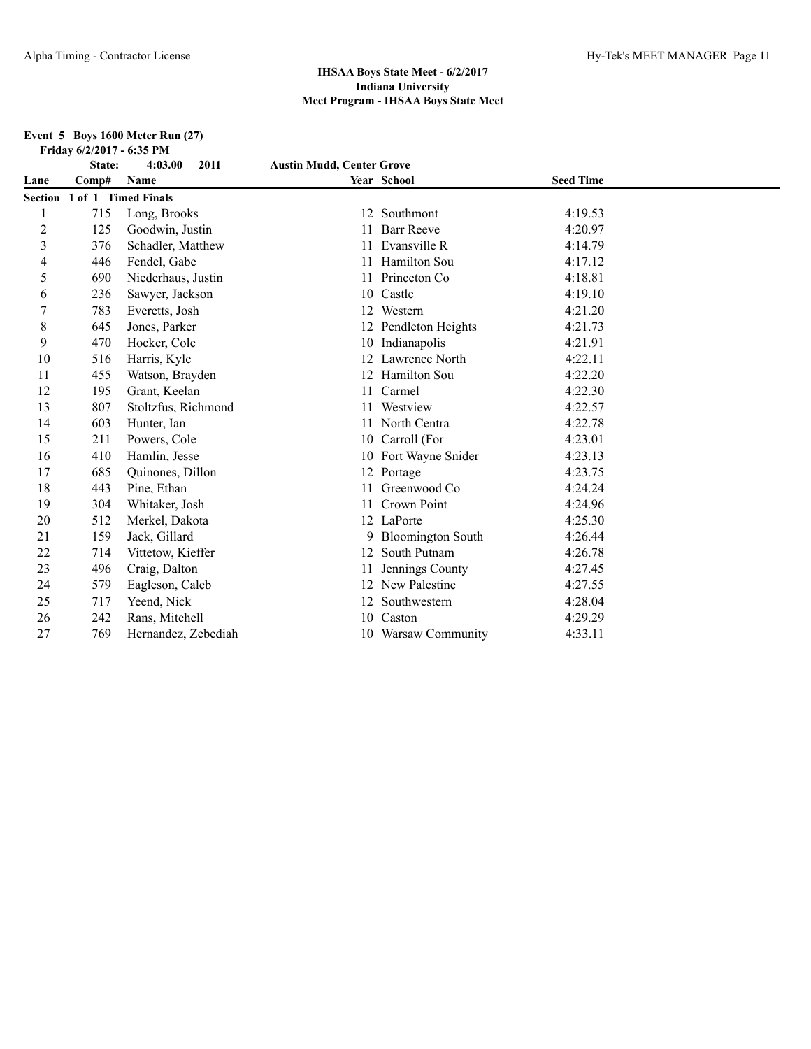## IHSAA Boys State Meet - 6/2/2017
## Indiana University
## Meet Program - IHSAA Boys State Meet

**Event 5 Boys 1600 Meter Run (27)**
**Friday 6/2/2017 - 6:35 PM**

**State: 4:03.00 2011 Austin Mudd, Center Grove**

**Section 1 of 1 Timed Finals**

| Lane | Comp# | Name | Year | School | Seed Time |
|---|---|---|---|---|---|
| 1 | 715 | Long, Brooks | 12 | Southmont | 4:19.53 |
| 2 | 125 | Goodwin, Justin | 11 | Barr Reeve | 4:20.97 |
| 3 | 376 | Schadler, Matthew | 11 | Evansville R | 4:14.79 |
| 4 | 446 | Fendel, Gabe | 11 | Hamilton Sou | 4:17.12 |
| 5 | 690 | Niederhaus, Justin | 11 | Princeton Co | 4:18.81 |
| 6 | 236 | Sawyer, Jackson | 10 | Castle | 4:19.10 |
| 7 | 783 | Everetts, Josh | 12 | Western | 4:21.20 |
| 8 | 645 | Jones, Parker | 12 | Pendleton Heights | 4:21.73 |
| 9 | 470 | Hocker, Cole | 10 | Indianapolis | 4:21.91 |
| 10 | 516 | Harris, Kyle | 12 | Lawrence North | 4:22.11 |
| 11 | 455 | Watson, Brayden | 12 | Hamilton Sou | 4:22.20 |
| 12 | 195 | Grant, Keelan | 11 | Carmel | 4:22.30 |
| 13 | 807 | Stoltzfus, Richmond | 11 | Westview | 4:22.57 |
| 14 | 603 | Hunter, Ian | 11 | North Centra | 4:22.78 |
| 15 | 211 | Powers, Cole | 10 | Carroll (For | 4:23.01 |
| 16 | 410 | Hamlin, Jesse | 10 | Fort Wayne Snider | 4:23.13 |
| 17 | 685 | Quinones, Dillon | 12 | Portage | 4:23.75 |
| 18 | 443 | Pine, Ethan | 11 | Greenwood Co | 4:24.24 |
| 19 | 304 | Whitaker, Josh | 11 | Crown Point | 4:24.96 |
| 20 | 512 | Merkel, Dakota | 12 | LaPorte | 4:25.30 |
| 21 | 159 | Jack, Gillard | 9 | Bloomington South | 4:26.44 |
| 22 | 714 | Vittetow, Kieffer | 12 | South Putnam | 4:26.78 |
| 23 | 496 | Craig, Dalton | 11 | Jennings County | 4:27.45 |
| 24 | 579 | Eagleson, Caleb | 12 | New Palestine | 4:27.55 |
| 25 | 717 | Yeend, Nick | 12 | Southwestern | 4:28.04 |
| 26 | 242 | Rans, Mitchell | 10 | Caston | 4:29.29 |
| 27 | 769 | Hernandez, Zebediah | 10 | Warsaw Community | 4:33.11 |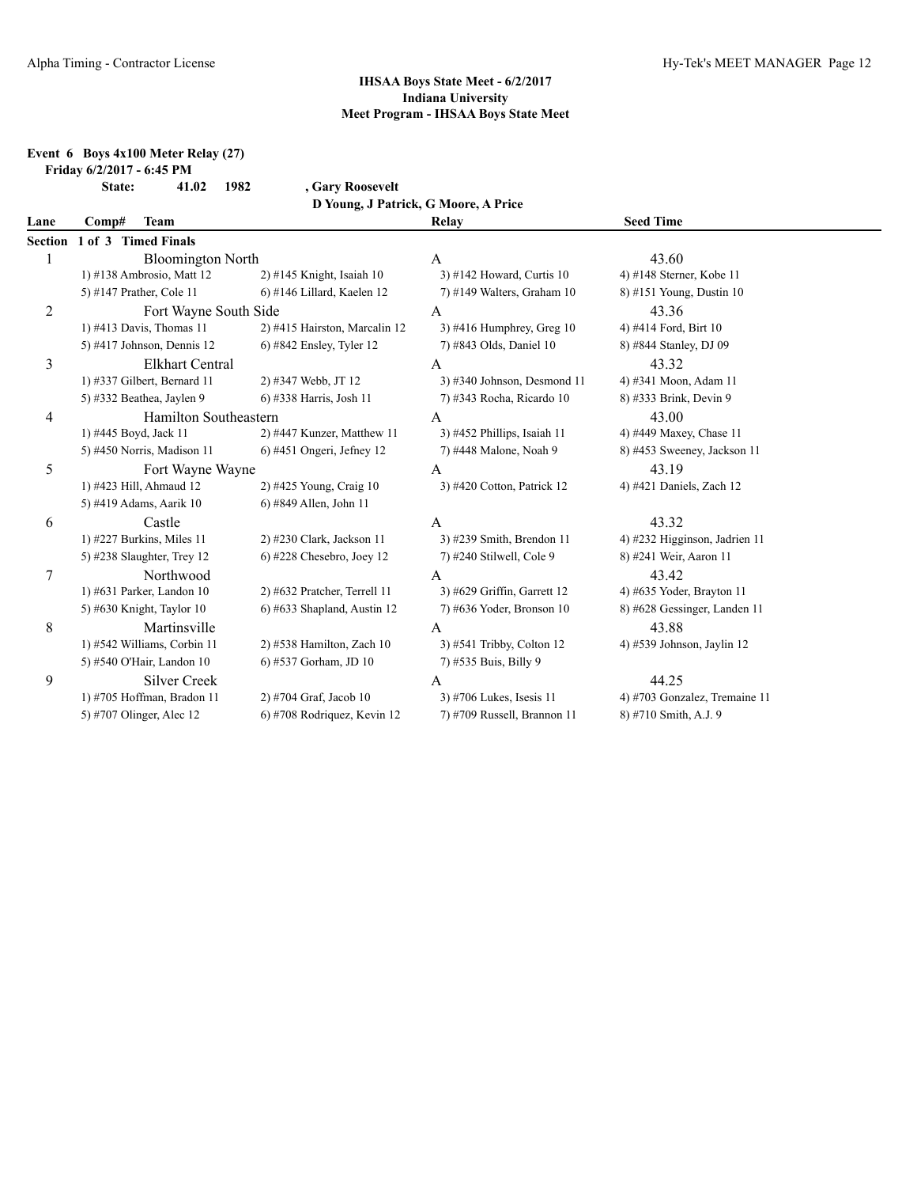**IHSAA Boys State Meet - 6/2/2017**
**Indiana University**
**Meet Program - IHSAA Boys State Meet**

**Event 6 Boys 4x100 Meter Relay (27)**

**Friday 6/2/2017 - 6:45 PM**

**State: 41.02 1982 , Gary Roosevelt**
**D Young, J Patrick, G Moore, A Price**

| Lane | Comp# Team | | Relay | Seed Time |
|---|---|---|---|---|
| **Section 1 of 3 Timed Finals** | | | | |
| 1 | Bloomington North | | A | 43.60 |
| | 1) #138 Ambrosio, Matt 12 | 2) #145 Knight, Isaiah 10 | 3) #142 Howard, Curtis 10 | 4) #148 Sterner, Kobe 11 |
| | 5) #147 Prather, Cole 11 | 6) #146 Lillard, Kaelen 12 | 7) #149 Walters, Graham 10 | 8) #151 Young, Dustin 10 |
| 2 | Fort Wayne South Side | | A | 43.36 |
| | 1) #413 Davis, Thomas 11 | 2) #415 Hairston, Marcalin 12 | 3) #416 Humphrey, Greg 10 | 4) #414 Ford, Birt 10 |
| | 5) #417 Johnson, Dennis 12 | 6) #842 Ensley, Tyler 12 | 7) #843 Olds, Daniel 10 | 8) #844 Stanley, DJ 09 |
| 3 | Elkhart Central | | A | 43.32 |
| | 1) #337 Gilbert, Bernard 11 | 2) #347 Webb, JT 12 | 3) #340 Johnson, Desmond 11 | 4) #341 Moon, Adam 11 |
| | 5) #332 Beathea, Jaylen 9 | 6) #338 Harris, Josh 11 | 7) #343 Rocha, Ricardo 10 | 8) #333 Brink, Devin 9 |
| 4 | Hamilton Southeastern | | A | 43.00 |
| | 1) #445 Boyd, Jack 11 | 2) #447 Kunzer, Matthew 11 | 3) #452 Phillips, Isaiah 11 | 4) #449 Maxey, Chase 11 |
| | 5) #450 Norris, Madison 11 | 6) #451 Ongeri, Jefney 12 | 7) #448 Malone, Noah 9 | 8) #453 Sweeney, Jackson 11 |
| 5 | Fort Wayne Wayne | | A | 43.19 |
| | 1) #423 Hill, Ahmaud 12 | 2) #425 Young, Craig 10 | 3) #420 Cotton, Patrick 12 | 4) #421 Daniels, Zach 12 |
| | 5) #419 Adams, Aarik 10 | 6) #849 Allen, John 11 | | |
| 6 | Castle | | A | 43.32 |
| | 1) #227 Burkins, Miles 11 | 2) #230 Clark, Jackson 11 | 3) #239 Smith, Brendon 11 | 4) #232 Higginson, Jadrien 11 |
| | 5) #238 Slaughter, Trey 12 | 6) #228 Chesebro, Joey 12 | 7) #240 Stilwell, Cole 9 | 8) #241 Weir, Aaron 11 |
| 7 | Northwood | | A | 43.42 |
| | 1) #631 Parker, Landon 10 | 2) #632 Pratcher, Terrell 11 | 3) #629 Griffin, Garrett 12 | 4) #635 Yoder, Brayton 11 |
| | 5) #630 Knight, Taylor 10 | 6) #633 Shapland, Austin 12 | 7) #636 Yoder, Bronson 10 | 8) #628 Gessinger, Landen 11 |
| 8 | Martinsville | | A | 43.88 |
| | 1) #542 Williams, Corbin 11 | 2) #538 Hamilton, Zach 10 | 3) #541 Tribby, Colton 12 | 4) #539 Johnson, Jaylin 12 |
| | 5) #540 O'Hair, Landon 10 | 6) #537 Gorham, JD 10 | 7) #535 Buis, Billy 9 | |
| 9 | Silver Creek | | A | 44.25 |
| | 1) #705 Hoffman, Bradon 11 | 2) #704 Graf, Jacob 10 | 3) #706 Lukes, Isesis 11 | 4) #703 Gonzalez, Tremaine 11 |
| | 5) #707 Olinger, Alec 12 | 6) #708 Rodriquez, Kevin 12 | 7) #709 Russell, Brannon 11 | 8) #710 Smith, A.J. 9 |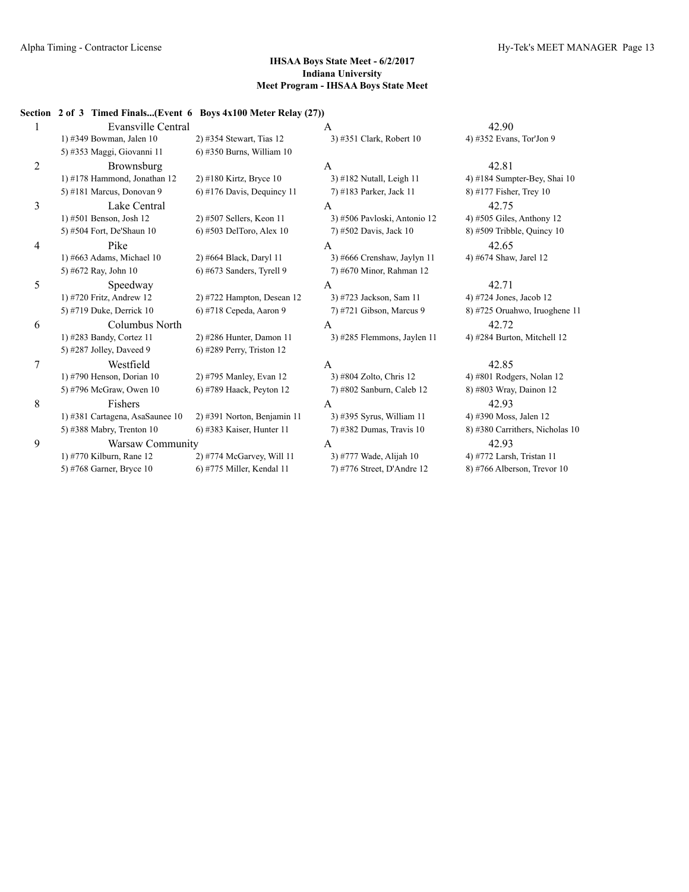**IHSAA Boys State Meet - 6/2/2017**
**Indiana University**
**Meet Program - IHSAA Boys State Meet**

**Section 2 of 3 Timed Finals...(Event 6 Boys 4x100 Meter Relay (27))**

| Lane | Team | Relay | Seed Time |
|---|---|---|---|
| 1 | Evansville Central | A | 42.90 |
| | 1) #349 Bowman, Jalen 10 | 2) #354 Stewart, Tias 12 | 3) #351 Clark, Robert 10 |
| | 4) #352 Evans, Tor'Jon 9 | 5) #353 Maggi, Giovanni 11 | 6) #350 Burns, William 10 |
| 2 | Brownsburg | A | 42.81 |
| | 1) #178 Hammond, Jonathan 12 | 2) #180 Kirtz, Bryce 10 | 3) #182 Nutall, Leigh 11 |
| | 4) #184 Sumpter-Bey, Shai 10 | 5) #181 Marcus, Donovan 9 | 6) #176 Davis, Dequincy 11 |
| | 7) #183 Parker, Jack 11 | 8) #177 Fisher, Trey 10 | |
| 3 | Lake Central | A | 42.75 |
| | 1) #501 Benson, Josh 12 | 2) #507 Sellers, Keon 11 | 3) #506 Pavloski, Antonio 12 |
| | 4) #505 Giles, Anthony 12 | 5) #504 Fort, De'Shaun 10 | 6) #503 DelToro, Alex 10 |
| | 7) #502 Davis, Jack 10 | 8) #509 Tribble, Quincy 10 | |
| 4 | Pike | A | 42.65 |
| | 1) #663 Adams, Michael 10 | 2) #664 Black, Daryl 11 | 3) #666 Crenshaw, Jaylyn 11 |
| | 4) #674 Shaw, Jarel 12 | 5) #672 Ray, John 10 | 6) #673 Sanders, Tyrell 9 |
| | 7) #670 Minor, Rahman 12 | | |
| 5 | Speedway | A | 42.71 |
| | 1) #720 Fritz, Andrew 12 | 2) #722 Hampton, Desean 12 | 3) #723 Jackson, Sam 11 |
| | 4) #724 Jones, Jacob 12 | 5) #719 Duke, Derrick 10 | 6) #718 Cepeda, Aaron 9 |
| | 7) #721 Gibson, Marcus 9 | 8) #725 Oruahwo, Iruoghene 11 | |
| 6 | Columbus North | A | 42.72 |
| | 1) #283 Bandy, Cortez 11 | 2) #286 Hunter, Damon 11 | 3) #285 Flemmons, Jaylen 11 |
| | 4) #284 Burton, Mitchell 12 | 5) #287 Jolley, Daveed 9 | 6) #289 Perry, Triston 12 |
| 7 | Westfield | A | 42.85 |
| | 1) #790 Henson, Dorian 10 | 2) #795 Manley, Evan 12 | 3) #804 Zolto, Chris 12 |
| | 4) #801 Rodgers, Nolan 12 | 5) #796 McGraw, Owen 10 | 6) #789 Haack, Peyton 12 |
| | 7) #802 Sanburn, Caleb 12 | 8) #803 Wray, Dainon 12 | |
| 8 | Fishers | A | 42.93 |
| | 1) #381 Cartagena, AsaSaunee 10 | 2) #391 Norton, Benjamin 11 | 3) #395 Syrus, William 11 |
| | 4) #390 Moss, Jalen 12 | 5) #388 Mabry, Trenton 10 | 6) #383 Kaiser, Hunter 11 |
| | 7) #382 Dumas, Travis 10 | 8) #380 Carrithers, Nicholas 10 | |
| 9 | Warsaw Community | A | 42.93 |
| | 1) #770 Kilburn, Rane 12 | 2) #774 McGarvey, Will 11 | 3) #777 Wade, Alijah 10 |
| | 4) #772 Larsh, Tristan 11 | 5) #768 Garner, Bryce 10 | 6) #775 Miller, Kendal 11 |
| | 7) #776 Street, D'Andre 12 | 8) #766 Alberson, Trevor 10 | |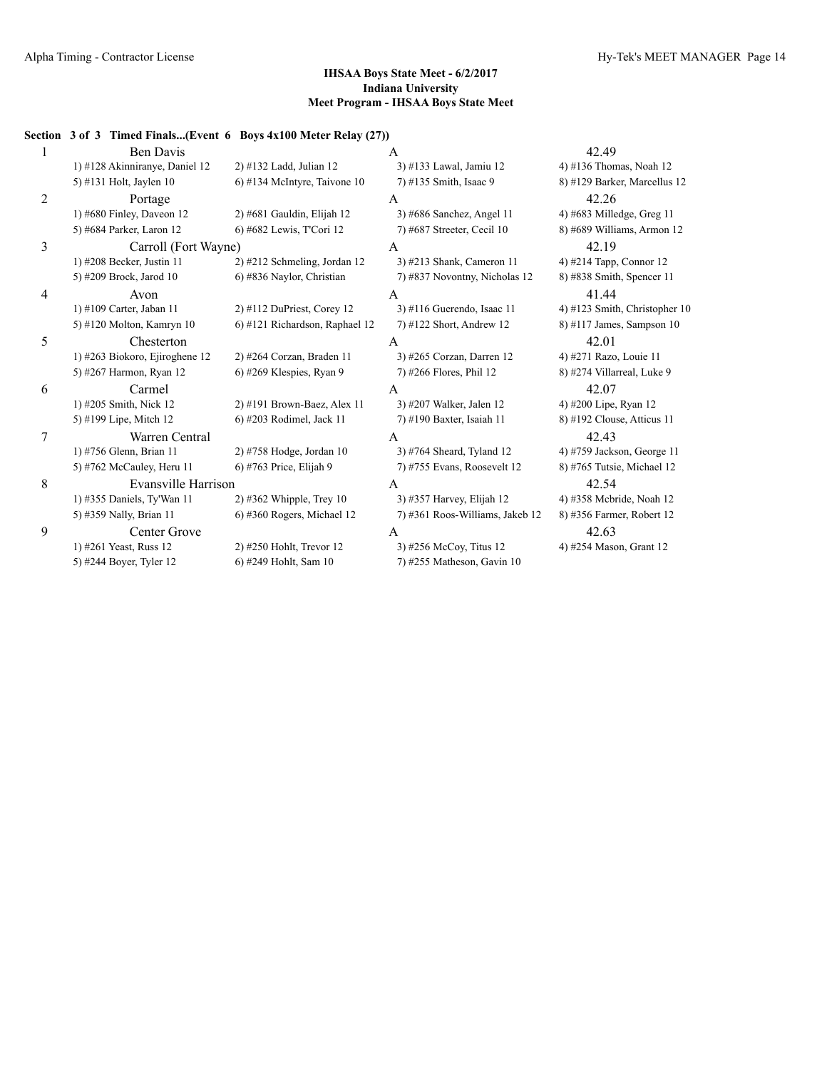**IHSAA Boys State Meet - 6/2/2017**
**Indiana University**
**Meet Program - IHSAA Boys State Meet**

**Section 3 of 3 Timed Finals...(Event 6 Boys 4x100 Meter Relay (27))**

| Lane | Team | Relay | Seed Time |
|---|---|---|---|
| 1 | Ben Davis | A | 42.49 |
| | 1) #128 Akinniranye, Daniel 12 / 2) #132 Ladd, Julian 12 / 3) #133 Lawal, Jamiu 12 / 4) #136 Thomas, Noah 12 | | |
| | 5) #131 Holt, Jaylen 10 / 6) #134 McIntyre, Taivone 10 / 7) #135 Smith, Isaac 9 / 8) #129 Barker, Marcellus 12 | | |
| 2 | Portage | A | 42.26 |
| | 1) #680 Finley, Daveon 12 / 2) #681 Gauldin, Elijah 12 / 3) #686 Sanchez, Angel 11 / 4) #683 Milledge, Greg 11 | | |
| | 5) #684 Parker, Laron 12 / 6) #682 Lewis, T'Cori 12 / 7) #687 Streeter, Cecil 10 / 8) #689 Williams, Armon 12 | | |
| 3 | Carroll (Fort Wayne) | A | 42.19 |
| | 1) #208 Becker, Justin 11 / 2) #212 Schmeling, Jordan 12 / 3) #213 Shank, Cameron 11 / 4) #214 Tapp, Connor 12 | | |
| | 5) #209 Brock, Jarod 10 / 6) #836 Naylor, Christian / 7) #837 Novontny, Nicholas 12 / 8) #838 Smith, Spencer 11 | | |
| 4 | Avon | A | 41.44 |
| | 1) #109 Carter, Jaban 11 / 2) #112 DuPriest, Corey 12 / 3) #116 Guerendo, Isaac 11 / 4) #123 Smith, Christopher 10 | | |
| | 5) #120 Molton, Kamryn 10 / 6) #121 Richardson, Raphael 12 / 7) #122 Short, Andrew 12 / 8) #117 James, Sampson 10 | | |
| 5 | Chesterton | A | 42.01 |
| | 1) #263 Biokoro, Ejiroghene 12 / 2) #264 Corzan, Braden 11 / 3) #265 Corzan, Darren 12 / 4) #271 Razo, Louie 11 | | |
| | 5) #267 Harmon, Ryan 12 / 6) #269 Klespies, Ryan 9 / 7) #266 Flores, Phil 12 / 8) #274 Villarreal, Luke 9 | | |
| 6 | Carmel | A | 42.07 |
| | 1) #205 Smith, Nick 12 / 2) #191 Brown-Baez, Alex 11 / 3) #207 Walker, Jalen 12 / 4) #200 Lipe, Ryan 12 | | |
| | 5) #199 Lipe, Mitch 12 / 6) #203 Rodimel, Jack 11 / 7) #190 Baxter, Isaiah 11 / 8) #192 Clouse, Atticus 11 | | |
| 7 | Warren Central | A | 42.43 |
| | 1) #756 Glenn, Brian 11 / 2) #758 Hodge, Jordan 10 / 3) #764 Sheard, Tyland 12 / 4) #759 Jackson, George 11 | | |
| | 5) #762 McCauley, Heru 11 / 6) #763 Price, Elijah 9 / 7) #755 Evans, Roosevelt 12 / 8) #765 Tutsie, Michael 12 | | |
| 8 | Evansville Harrison | A | 42.54 |
| | 1) #355 Daniels, Ty'Wan 11 / 2) #362 Whipple, Trey 10 / 3) #357 Harvey, Elijah 12 / 4) #358 Mcbride, Noah 12 | | |
| | 5) #359 Nally, Brian 11 / 6) #360 Rogers, Michael 12 / 7) #361 Roos-Williams, Jakeb 12 / 8) #356 Farmer, Robert 12 | | |
| 9 | Center Grove | A | 42.63 |
| | 1) #261 Yeast, Russ 12 / 2) #250 Hohlt, Trevor 12 / 3) #256 McCoy, Titus 12 / 4) #254 Mason, Grant 12 | | |
| | 5) #244 Boyer, Tyler 12 / 6) #249 Hohlt, Sam 10 / 7) #255 Matheson, Gavin 10 | | |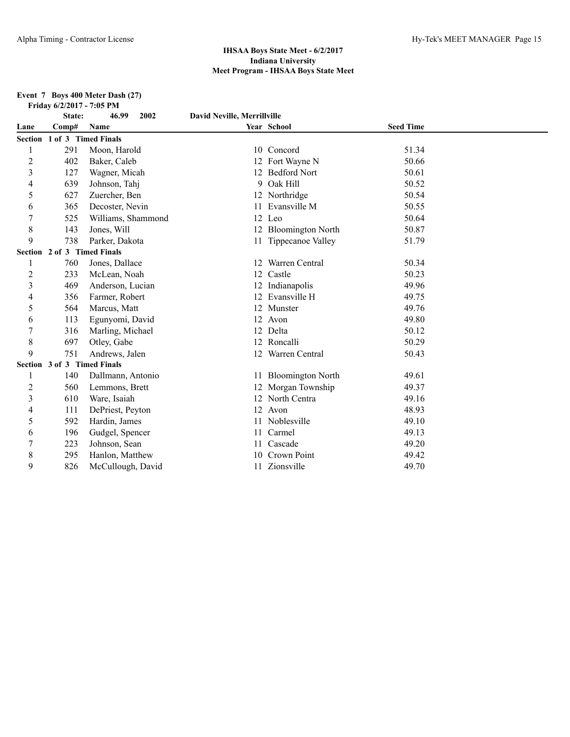**IHSAA Boys State Meet - 6/2/2017**
**Indiana University**
**Meet Program - IHSAA Boys State Meet**

**Event 7 Boys 400 Meter Dash (27)**
**Friday 6/2/2017 - 7:05 PM**

**State: 46.99 2002 David Neville, Merrillville**

| Lane | Comp# | Name | Year | School | Seed Time |
|---|---|---|---|---|---|
| **Section 1 of 3 Timed Finals** | | | | | |
| 1 | 291 | Moon, Harold | 10 | Concord | 51.34 |
| 2 | 402 | Baker, Caleb | 12 | Fort Wayne N | 50.66 |
| 3 | 127 | Wagner, Micah | 12 | Bedford Nort | 50.61 |
| 4 | 639 | Johnson, Tahj | 9 | Oak Hill | 50.52 |
| 5 | 627 | Zuercher, Ben | 12 | Northridge | 50.54 |
| 6 | 365 | Decoster, Nevin | 11 | Evansville M | 50.55 |
| 7 | 525 | Williams, Shammond | 12 | Leo | 50.64 |
| 8 | 143 | Jones, Will | 12 | Bloomington North | 50.87 |
| 9 | 738 | Parker, Dakota | 11 | Tippecanoe Valley | 51.79 |
| **Section 2 of 3 Timed Finals** | | | | | |
| 1 | 760 | Jones, Dallace | 12 | Warren Central | 50.34 |
| 2 | 233 | McLean, Noah | 12 | Castle | 50.23 |
| 3 | 469 | Anderson, Lucian | 12 | Indianapolis | 49.96 |
| 4 | 356 | Farmer, Robert | 12 | Evansville H | 49.75 |
| 5 | 564 | Marcus, Matt | 12 | Munster | 49.76 |
| 6 | 113 | Egunyomi, David | 12 | Avon | 49.80 |
| 7 | 316 | Marling, Michael | 12 | Delta | 50.12 |
| 8 | 697 | Otley, Gabe | 12 | Roncalli | 50.29 |
| 9 | 751 | Andrews, Jalen | 12 | Warren Central | 50.43 |
| **Section 3 of 3 Timed Finals** | | | | | |
| 1 | 140 | Dallmann, Antonio | 11 | Bloomington North | 49.61 |
| 2 | 560 | Lemmons, Brett | 12 | Morgan Township | 49.37 |
| 3 | 610 | Ware, Isaiah | 12 | North Centra | 49.16 |
| 4 | 111 | DePriest, Peyton | 12 | Avon | 48.93 |
| 5 | 592 | Hardin, James | 11 | Noblesville | 49.10 |
| 6 | 196 | Gudgel, Spencer | 11 | Carmel | 49.13 |
| 7 | 223 | Johnson, Sean | 11 | Cascade | 49.20 |
| 8 | 295 | Hanlon, Matthew | 10 | Crown Point | 49.42 |
| 9 | 826 | McCullough, David | 11 | Zionsville | 49.70 |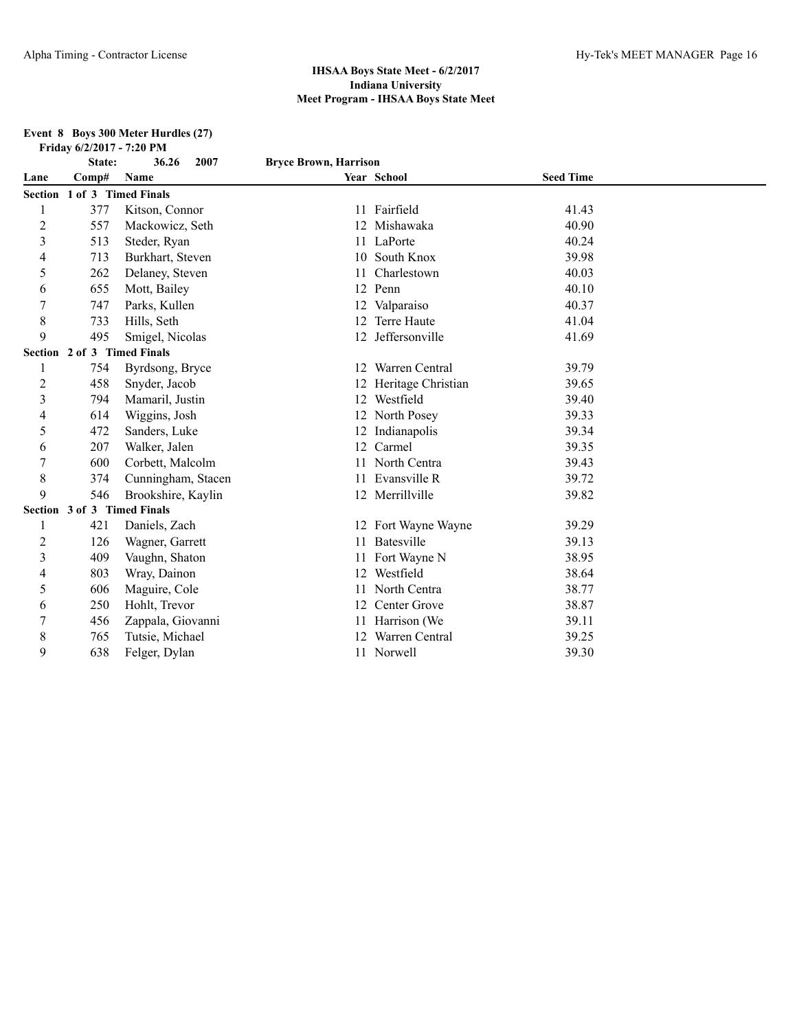## IHSAA Boys State Meet - 6/2/2017
## Indiana University
## Meet Program - IHSAA Boys State Meet

### Event 8 Boys 300 Meter Hurdles (27)

**Friday 6/2/2017 - 7:20 PM**

**State: 36.26 2007 Bryce Brown, Harrison**

| Lane | Comp# | Name | Year | School | Seed Time |
|---|---|---|---|---|---|
| **Section 1 of 3 Timed Finals** | | | | | |
| 1 | 377 | Kitson, Connor | 11 | Fairfield | 41.43 |
| 2 | 557 | Mackowicz, Seth | 12 | Mishawaka | 40.90 |
| 3 | 513 | Steder, Ryan | 11 | LaPorte | 40.24 |
| 4 | 713 | Burkhart, Steven | 10 | South Knox | 39.98 |
| 5 | 262 | Delaney, Steven | 11 | Charlestown | 40.03 |
| 6 | 655 | Mott, Bailey | 12 | Penn | 40.10 |
| 7 | 747 | Parks, Kullen | 12 | Valparaiso | 40.37 |
| 8 | 733 | Hills, Seth | 12 | Terre Haute | 41.04 |
| 9 | 495 | Smigel, Nicolas | 12 | Jeffersonville | 41.69 |
| **Section 2 of 3 Timed Finals** | | | | | |
| 1 | 754 | Byrdsong, Bryce | 12 | Warren Central | 39.79 |
| 2 | 458 | Snyder, Jacob | 12 | Heritage Christian | 39.65 |
| 3 | 794 | Mamaril, Justin | 12 | Westfield | 39.40 |
| 4 | 614 | Wiggins, Josh | 12 | North Posey | 39.33 |
| 5 | 472 | Sanders, Luke | 12 | Indianapolis | 39.34 |
| 6 | 207 | Walker, Jalen | 12 | Carmel | 39.35 |
| 7 | 600 | Corbett, Malcolm | 11 | North Centra | 39.43 |
| 8 | 374 | Cunningham, Stacen | 11 | Evansville R | 39.72 |
| 9 | 546 | Brookshire, Kaylin | 12 | Merrillville | 39.82 |
| **Section 3 of 3 Timed Finals** | | | | | |
| 1 | 421 | Daniels, Zach | 12 | Fort Wayne Wayne | 39.29 |
| 2 | 126 | Wagner, Garrett | 11 | Batesville | 39.13 |
| 3 | 409 | Vaughn, Shaton | 11 | Fort Wayne N | 38.95 |
| 4 | 803 | Wray, Dainon | 12 | Westfield | 38.64 |
| 5 | 606 | Maguire, Cole | 11 | North Centra | 38.77 |
| 6 | 250 | Hohlt, Trevor | 12 | Center Grove | 38.87 |
| 7 | 456 | Zappala, Giovanni | 11 | Harrison (We | 39.11 |
| 8 | 765 | Tutsie, Michael | 12 | Warren Central | 39.25 |
| 9 | 638 | Felger, Dylan | 11 | Norwell | 39.30 |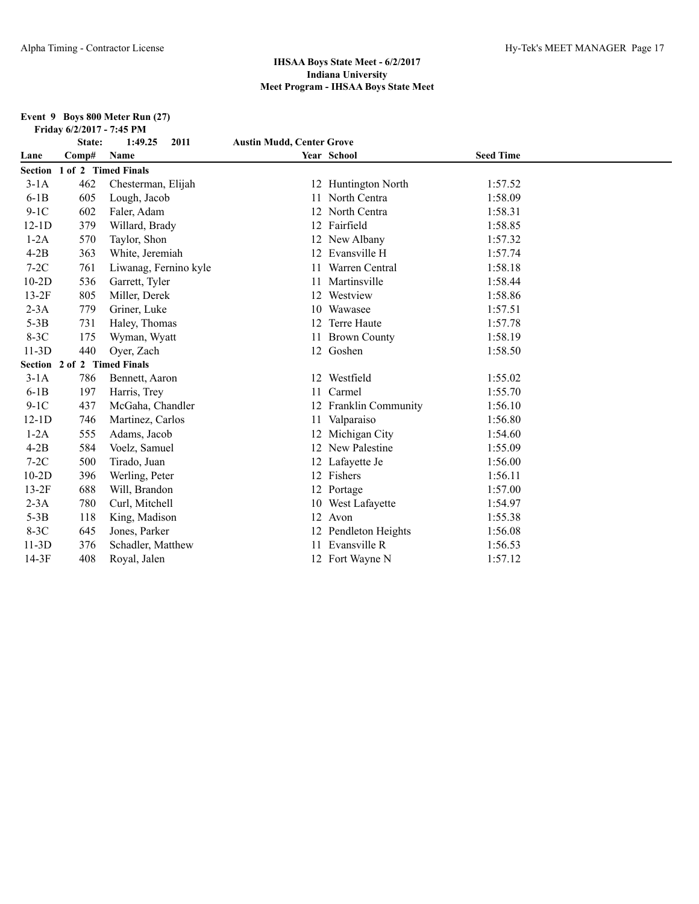## IHSAA Boys State Meet - 6/2/2017
## Indiana University
## Meet Program - IHSAA Boys State Meet

**Event 9 Boys 800 Meter Run (27)**
**Friday 6/2/2017 - 7:45 PM**

**State: 1:49.25 2011 Austin Mudd, Center Grove**

| Lane | Comp# | Name | Year | School | Seed Time |
|---|---|---|---|---|---|
| **Section 1 of 2 Timed Finals** | | | | | |
| 3-1A | 462 | Chesterman, Elijah | 12 | Huntington North | 1:57.52 |
| 6-1B | 605 | Lough, Jacob | 11 | North Centra | 1:58.09 |
| 9-1C | 602 | Faler, Adam | 12 | North Centra | 1:58.31 |
| 12-1D | 379 | Willard, Brady | 12 | Fairfield | 1:58.85 |
| 1-2A | 570 | Taylor, Shon | 12 | New Albany | 1:57.32 |
| 4-2B | 363 | White, Jeremiah | 12 | Evansville H | 1:57.74 |
| 7-2C | 761 | Liwanag, Fernino kyle | 11 | Warren Central | 1:58.18 |
| 10-2D | 536 | Garrett, Tyler | 11 | Martinsville | 1:58.44 |
| 13-2F | 805 | Miller, Derek | 12 | Westview | 1:58.86 |
| 2-3A | 779 | Griner, Luke | 10 | Wawasee | 1:57.51 |
| 5-3B | 731 | Haley, Thomas | 12 | Terre Haute | 1:57.78 |
| 8-3C | 175 | Wyman, Wyatt | 11 | Brown County | 1:58.19 |
| 11-3D | 440 | Oyer, Zach | 12 | Goshen | 1:58.50 |
| **Section 2 of 2 Timed Finals** | | | | | |
| 3-1A | 786 | Bennett, Aaron | 12 | Westfield | 1:55.02 |
| 6-1B | 197 | Harris, Trey | 11 | Carmel | 1:55.70 |
| 9-1C | 437 | McGaha, Chandler | 12 | Franklin Community | 1:56.10 |
| 12-1D | 746 | Martinez, Carlos | 11 | Valparaiso | 1:56.80 |
| 1-2A | 555 | Adams, Jacob | 12 | Michigan City | 1:54.60 |
| 4-2B | 584 | Voelz, Samuel | 12 | New Palestine | 1:55.09 |
| 7-2C | 500 | Tirado, Juan | 12 | Lafayette Je | 1:56.00 |
| 10-2D | 396 | Werling, Peter | 12 | Fishers | 1:56.11 |
| 13-2F | 688 | Will, Brandon | 12 | Portage | 1:57.00 |
| 2-3A | 780 | Curl, Mitchell | 10 | West Lafayette | 1:54.97 |
| 5-3B | 118 | King, Madison | 12 | Avon | 1:55.38 |
| 8-3C | 645 | Jones, Parker | 12 | Pendleton Heights | 1:56.08 |
| 11-3D | 376 | Schadler, Matthew | 11 | Evansville R | 1:56.53 |
| 14-3F | 408 | Royal, Jalen | 12 | Fort Wayne N | 1:57.12 |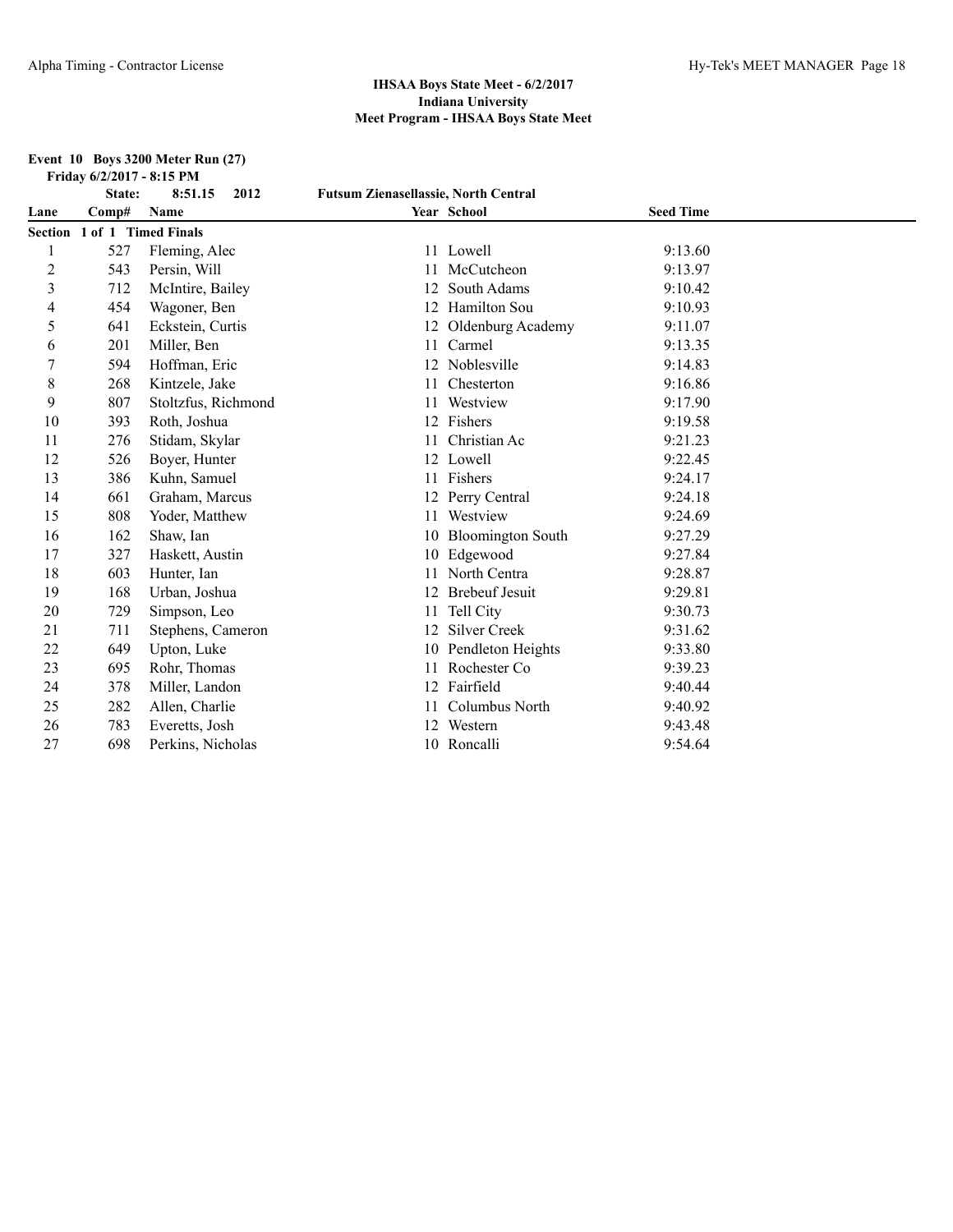## IHSAA Boys State Meet - 6/2/2017
## Indiana University
## Meet Program - IHSAA Boys State Meet

**Event 10 Boys 3200 Meter Run (27)**
**Friday 6/2/2017 - 8:15 PM**

**State: 8:51.15 2012 Futsum Zienasellassie, North Central**

| Lane | Comp# | Name | Year | School | Seed Time |
|---|---|---|---|---|---|
| **Section 1 of 1 Timed Finals** | | | | | |
| 1 | 527 | Fleming, Alec | 11 | Lowell | 9:13.60 |
| 2 | 543 | Persin, Will | 11 | McCutcheon | 9:13.97 |
| 3 | 712 | McIntire, Bailey | 12 | South Adams | 9:10.42 |
| 4 | 454 | Wagoner, Ben | 12 | Hamilton Sou | 9:10.93 |
| 5 | 641 | Eckstein, Curtis | 12 | Oldenburg Academy | 9:11.07 |
| 6 | 201 | Miller, Ben | 11 | Carmel | 9:13.35 |
| 7 | 594 | Hoffman, Eric | 12 | Noblesville | 9:14.83 |
| 8 | 268 | Kintzele, Jake | 11 | Chesterton | 9:16.86 |
| 9 | 807 | Stoltzfus, Richmond | 11 | Westview | 9:17.90 |
| 10 | 393 | Roth, Joshua | 12 | Fishers | 9:19.58 |
| 11 | 276 | Stidam, Skylar | 11 | Christian Ac | 9:21.23 |
| 12 | 526 | Boyer, Hunter | 12 | Lowell | 9:22.45 |
| 13 | 386 | Kuhn, Samuel | 11 | Fishers | 9:24.17 |
| 14 | 661 | Graham, Marcus | 12 | Perry Central | 9:24.18 |
| 15 | 808 | Yoder, Matthew | 11 | Westview | 9:24.69 |
| 16 | 162 | Shaw, Ian | 10 | Bloomington South | 9:27.29 |
| 17 | 327 | Haskett, Austin | 10 | Edgewood | 9:27.84 |
| 18 | 603 | Hunter, Ian | 11 | North Centra | 9:28.87 |
| 19 | 168 | Urban, Joshua | 12 | Brebeuf Jesuit | 9:29.81 |
| 20 | 729 | Simpson, Leo | 11 | Tell City | 9:30.73 |
| 21 | 711 | Stephens, Cameron | 12 | Silver Creek | 9:31.62 |
| 22 | 649 | Upton, Luke | 10 | Pendleton Heights | 9:33.80 |
| 23 | 695 | Rohr, Thomas | 11 | Rochester Co | 9:39.23 |
| 24 | 378 | Miller, Landon | 12 | Fairfield | 9:40.44 |
| 25 | 282 | Allen, Charlie | 11 | Columbus North | 9:40.92 |
| 26 | 783 | Everetts, Josh | 12 | Western | 9:43.48 |
| 27 | 698 | Perkins, Nicholas | 10 | Roncalli | 9:54.64 |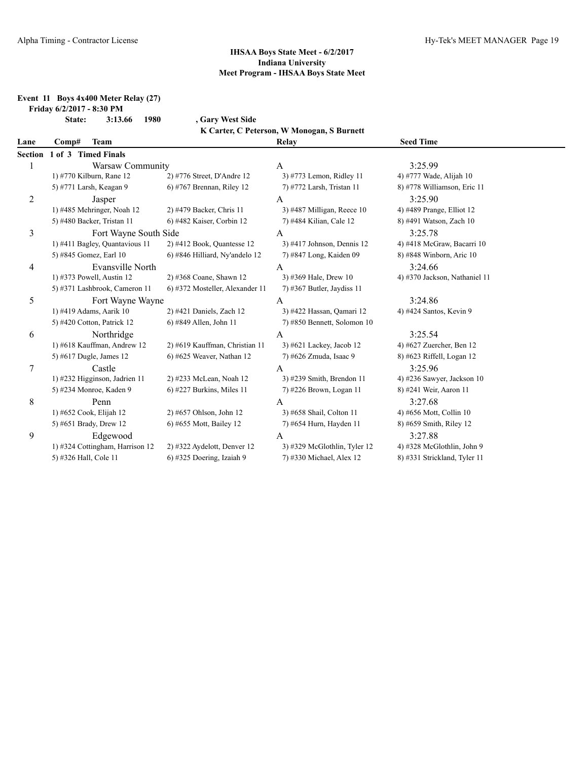## IHSAA Boys State Meet - 6/2/2017
## Indiana University
## Meet Program - IHSAA Boys State Meet

**Event 11 Boys 4x400 Meter Relay (27)**

**Friday 6/2/2017 - 8:30 PM**

**State: 3:13.66 1980 , Gary West Side**

**K Carter, C Peterson, W Monogan, S Burnett**

| Lane | Comp# Team | | Relay | Seed Time |
|---|---|---|---|---|
| **Section 1 of 3 Timed Finals** | | | | |
| 1 | Warsaw Community | | A | 3:25.99 |
| | 1) #770 Kilburn, Rane 12 | 2) #776 Street, D'Andre 12 | 3) #773 Lemon, Ridley 11 | 4) #777 Wade, Alijah 10 |
| | 5) #771 Larsh, Keagan 9 | 6) #767 Brennan, Riley 12 | 7) #772 Larsh, Tristan 11 | 8) #778 Williamson, Eric 11 |
| 2 | Jasper | | A | 3:25.90 |
| | 1) #485 Mehringer, Noah 12 | 2) #479 Backer, Chris 11 | 3) #487 Milligan, Reece 10 | 4) #489 Prange, Elliot 12 |
| | 5) #480 Backer, Tristan 11 | 6) #482 Kaiser, Corbin 12 | 7) #484 Kilian, Cale 12 | 8) #491 Watson, Zach 10 |
| 3 | Fort Wayne South Side | | A | 3:25.78 |
| | 1) #411 Bagley, Quantavious 11 | 2) #412 Book, Quantesse 12 | 3) #417 Johnson, Dennis 12 | 4) #418 McGraw, Bacarri 10 |
| | 5) #845 Gomez, Earl 10 | 6) #846 Hilliard, Ny'andelo 12 | 7) #847 Long, Kaiden 09 | 8) #848 Winborn, Aric 10 |
| 4 | Evansville North | | A | 3:24.66 |
| | 1) #373 Powell, Austin 12 | 2) #368 Coane, Shawn 12 | 3) #369 Hale, Drew 10 | 4) #370 Jackson, Nathaniel 11 |
| | 5) #371 Lashbrook, Cameron 11 | 6) #372 Mosteller, Alexander 11 | 7) #367 Butler, Jaydiss 11 | |
| 5 | Fort Wayne Wayne | | A | 3:24.86 |
| | 1) #419 Adams, Aarik 10 | 2) #421 Daniels, Zach 12 | 3) #422 Hassan, Qamari 12 | 4) #424 Santos, Kevin 9 |
| | 5) #420 Cotton, Patrick 12 | 6) #849 Allen, John 11 | 7) #850 Bennett, Solomon 10 | |
| 6 | Northridge | | A | 3:25.54 |
| | 1) #618 Kauffman, Andrew 12 | 2) #619 Kauffman, Christian 11 | 3) #621 Lackey, Jacob 12 | 4) #627 Zuercher, Ben 12 |
| | 5) #617 Dugle, James 12 | 6) #625 Weaver, Nathan 12 | 7) #626 Zmuda, Isaac 9 | 8) #623 Riffell, Logan 12 |
| 7 | Castle | | A | 3:25.96 |
| | 1) #232 Higginson, Jadrien 11 | 2) #233 McLean, Noah 12 | 3) #239 Smith, Brendon 11 | 4) #236 Sawyer, Jackson 10 |
| | 5) #234 Monroe, Kaden 9 | 6) #227 Burkins, Miles 11 | 7) #226 Brown, Logan 11 | 8) #241 Weir, Aaron 11 |
| 8 | Penn | | A | 3:27.68 |
| | 1) #652 Cook, Elijah 12 | 2) #657 Ohlson, John 12 | 3) #658 Shail, Colton 11 | 4) #656 Mott, Collin 10 |
| | 5) #651 Brady, Drew 12 | 6) #655 Mott, Bailey 12 | 7) #654 Hurn, Hayden 11 | 8) #659 Smith, Riley 12 |
| 9 | Edgewood | | A | 3:27.88 |
| | 1) #324 Cottingham, Harrison 12 | 2) #322 Aydelott, Denver 12 | 3) #329 McGlothlin, Tyler 12 | 4) #328 McGlothlin, John 9 |
| | 5) #326 Hall, Cole 11 | 6) #325 Doering, Izaiah 9 | 7) #330 Michael, Alex 12 | 8) #331 Strickland, Tyler 11 |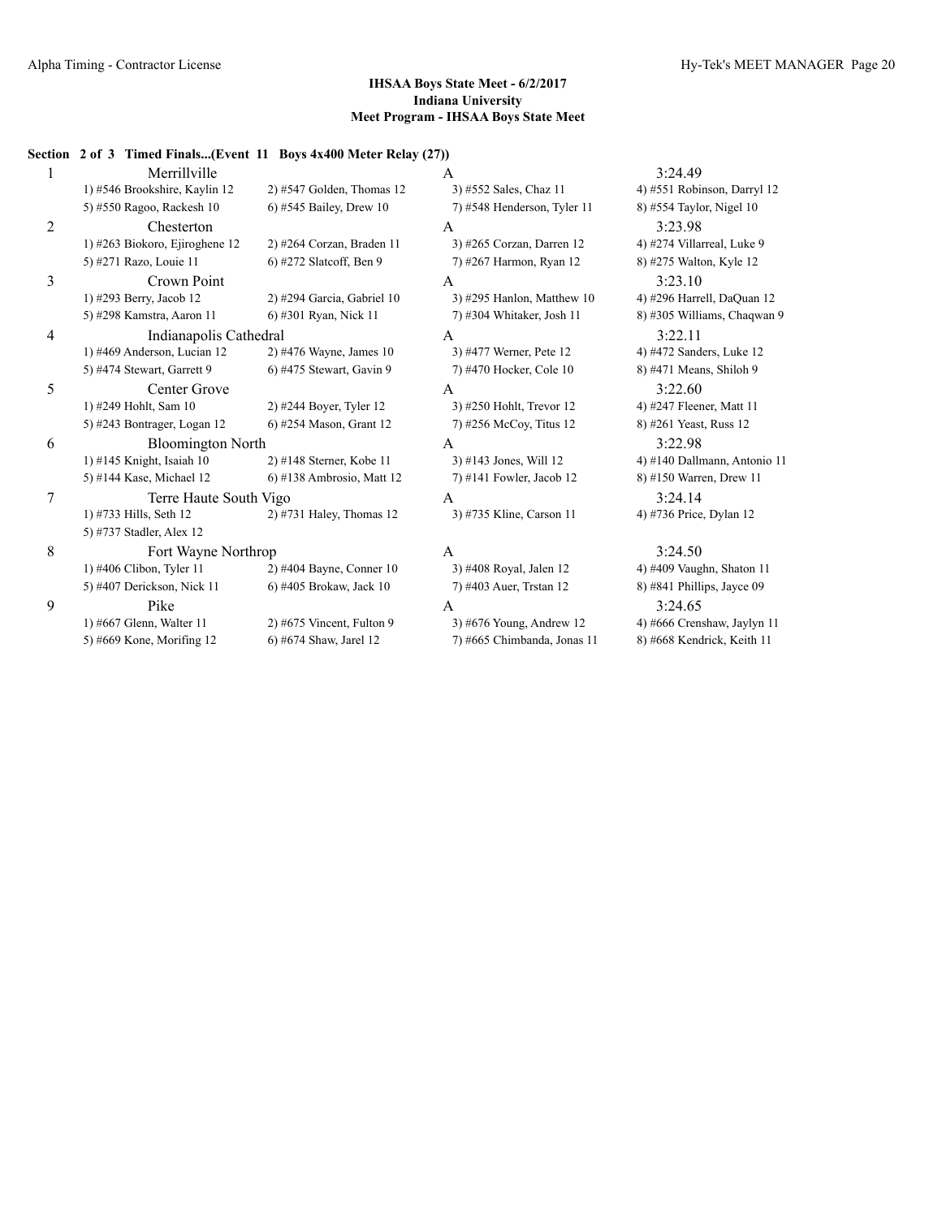**IHSAA Boys State Meet - 6/2/2017**
**Indiana University**
**Meet Program - IHSAA Boys State Meet**

**Section 2 of 3 Timed Finals...(Event 11 Boys 4x400 Meter Relay (27))**

| Lane | Team | Relay | Seed Time |
|---|---|---|---|
| 1 | Merrillville | A | 3:24.49 |
| | 1) #546 Brookshire, Kaylin 12 | 2) #547 Golden, Thomas 12 | 3) #552 Sales, Chaz 11 | 4) #551 Robinson, Darryl 12 |
| | 5) #550 Ragoo, Rackesh 10 | 6) #545 Bailey, Drew 10 | 7) #548 Henderson, Tyler 11 | 8) #554 Taylor, Nigel 10 |
| 2 | Chesterton | A | 3:23.98 |
| | 1) #263 Biokoro, Ejiroghene 12 | 2) #264 Corzan, Braden 11 | 3) #265 Corzan, Darren 12 | 4) #274 Villarreal, Luke 9 |
| | 5) #271 Razo, Louie 11 | 6) #272 Slatcoff, Ben 9 | 7) #267 Harmon, Ryan 12 | 8) #275 Walton, Kyle 12 |
| 3 | Crown Point | A | 3:23.10 |
| | 1) #293 Berry, Jacob 12 | 2) #294 Garcia, Gabriel 10 | 3) #295 Hanlon, Matthew 10 | 4) #296 Harrell, DaQuan 12 |
| | 5) #298 Kamstra, Aaron 11 | 6) #301 Ryan, Nick 11 | 7) #304 Whitaker, Josh 11 | 8) #305 Williams, Chaqwan 9 |
| 4 | Indianapolis Cathedral | A | 3:22.11 |
| | 1) #469 Anderson, Lucian 12 | 2) #476 Wayne, James 10 | 3) #477 Werner, Pete 12 | 4) #472 Sanders, Luke 12 |
| | 5) #474 Stewart, Garrett 9 | 6) #475 Stewart, Gavin 9 | 7) #470 Hocker, Cole 10 | 8) #471 Means, Shiloh 9 |
| 5 | Center Grove | A | 3:22.60 |
| | 1) #249 Hohlt, Sam 10 | 2) #244 Boyer, Tyler 12 | 3) #250 Hohlt, Trevor 12 | 4) #247 Fleener, Matt 11 |
| | 5) #243 Bontrager, Logan 12 | 6) #254 Mason, Grant 12 | 7) #256 McCoy, Titus 12 | 8) #261 Yeast, Russ 12 |
| 6 | Bloomington North | A | 3:22.98 |
| | 1) #145 Knight, Isaiah 10 | 2) #148 Sterner, Kobe 11 | 3) #143 Jones, Will 12 | 4) #140 Dallmann, Antonio 11 |
| | 5) #144 Kase, Michael 12 | 6) #138 Ambrosio, Matt 12 | 7) #141 Fowler, Jacob 12 | 8) #150 Warren, Drew 11 |
| 7 | Terre Haute South Vigo | A | 3:24.14 |
| | 1) #733 Hills, Seth 12 | 2) #731 Haley, Thomas 12 | 3) #735 Kline, Carson 11 | 4) #736 Price, Dylan 12 |
| | 5) #737 Stadler, Alex 12 | | | |
| 8 | Fort Wayne Northrop | A | 3:24.50 |
| | 1) #406 Clibon, Tyler 11 | 2) #404 Bayne, Conner 10 | 3) #408 Royal, Jalen 12 | 4) #409 Vaughn, Shaton 11 |
| | 5) #407 Derickson, Nick 11 | 6) #405 Brokaw, Jack 10 | 7) #403 Auer, Trstan 12 | 8) #841 Phillips, Jayce 09 |
| 9 | Pike | A | 3:24.65 |
| | 1) #667 Glenn, Walter 11 | 2) #675 Vincent, Fulton 9 | 3) #676 Young, Andrew 12 | 4) #666 Crenshaw, Jaylyn 11 |
| | 5) #669 Kone, Morifing 12 | 6) #674 Shaw, Jarel 12 | 7) #665 Chimbanda, Jonas 11 | 8) #668 Kendrick, Keith 11 |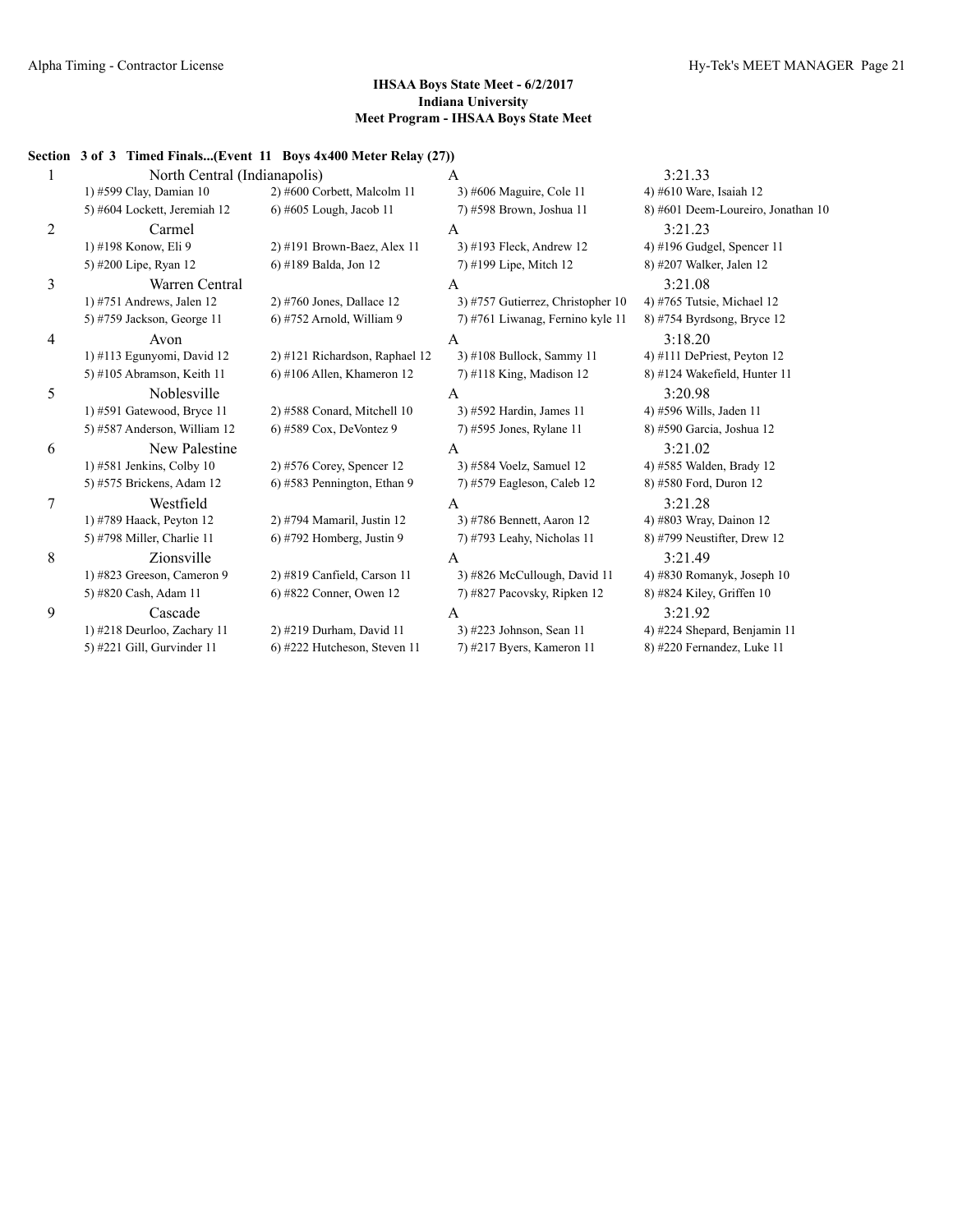**IHSAA Boys State Meet - 6/2/2017**
**Indiana University**
**Meet Program - IHSAA Boys State Meet**

**Section 3 of 3 Timed Finals...(Event 11 Boys 4x400 Meter Relay (27))**

| | | | | |
|---|---|---|---|---|
| 1 | North Central (Indianapolis) | | A | 3:21.33 |
| | 1) #599 Clay, Damian 10 | 2) #600 Corbett, Malcolm 11 | 3) #606 Maguire, Cole 11 | 4) #610 Ware, Isaiah 12 |
| | 5) #604 Lockett, Jeremiah 12 | 6) #605 Lough, Jacob 11 | 7) #598 Brown, Joshua 11 | 8) #601 Deem-Loureiro, Jonathan 10 |
| 2 | Carmel | | A | 3:21.23 |
| | 1) #198 Konow, Eli 9 | 2) #191 Brown-Baez, Alex 11 | 3) #193 Fleck, Andrew 12 | 4) #196 Gudgel, Spencer 11 |
| | 5) #200 Lipe, Ryan 12 | 6) #189 Balda, Jon 12 | 7) #199 Lipe, Mitch 12 | 8) #207 Walker, Jalen 12 |
| 3 | Warren Central | | A | 3:21.08 |
| | 1) #751 Andrews, Jalen 12 | 2) #760 Jones, Dallace 12 | 3) #757 Gutierrez, Christopher 10 | 4) #765 Tutsie, Michael 12 |
| | 5) #759 Jackson, George 11 | 6) #752 Arnold, William 9 | 7) #761 Liwanag, Fernino kyle 11 | 8) #754 Byrdsong, Bryce 12 |
| 4 | Avon | | A | 3:18.20 |
| | 1) #113 Egunyomi, David 12 | 2) #121 Richardson, Raphael 12 | 3) #108 Bullock, Sammy 11 | 4) #111 DePriest, Peyton 12 |
| | 5) #105 Abramson, Keith 11 | 6) #106 Allen, Khameron 12 | 7) #118 King, Madison 12 | 8) #124 Wakefield, Hunter 11 |
| 5 | Noblesville | | A | 3:20.98 |
| | 1) #591 Gatewood, Bryce 11 | 2) #588 Conard, Mitchell 10 | 3) #592 Hardin, James 11 | 4) #596 Wills, Jaden 11 |
| | 5) #587 Anderson, William 12 | 6) #589 Cox, DeVontez 9 | 7) #595 Jones, Rylane 11 | 8) #590 Garcia, Joshua 12 |
| 6 | New Palestine | | A | 3:21.02 |
| | 1) #581 Jenkins, Colby 10 | 2) #576 Corey, Spencer 12 | 3) #584 Voelz, Samuel 12 | 4) #585 Walden, Brady 12 |
| | 5) #575 Brickens, Adam 12 | 6) #583 Pennington, Ethan 9 | 7) #579 Eagleson, Caleb 12 | 8) #580 Ford, Duron 12 |
| 7 | Westfield | | A | 3:21.28 |
| | 1) #789 Haack, Peyton 12 | 2) #794 Mamaril, Justin 12 | 3) #786 Bennett, Aaron 12 | 4) #803 Wray, Dainon 12 |
| | 5) #798 Miller, Charlie 11 | 6) #792 Homberg, Justin 9 | 7) #793 Leahy, Nicholas 11 | 8) #799 Neustifter, Drew 12 |
| 8 | Zionsville | | A | 3:21.49 |
| | 1) #823 Greeson, Cameron 9 | 2) #819 Canfield, Carson 11 | 3) #826 McCullough, David 11 | 4) #830 Romanyk, Joseph 10 |
| | 5) #820 Cash, Adam 11 | 6) #822 Conner, Owen 12 | 7) #827 Pacovsky, Ripken 12 | 8) #824 Kiley, Griffen 10 |
| 9 | Cascade | | A | 3:21.92 |
| | 1) #218 Deurloo, Zachary 11 | 2) #219 Durham, David 11 | 3) #223 Johnson, Sean 11 | 4) #224 Shepard, Benjamin 11 |
| | 5) #221 Gill, Gurvinder 11 | 6) #222 Hutcheson, Steven 11 | 7) #217 Byers, Kameron 11 | 8) #220 Fernandez, Luke 11 |